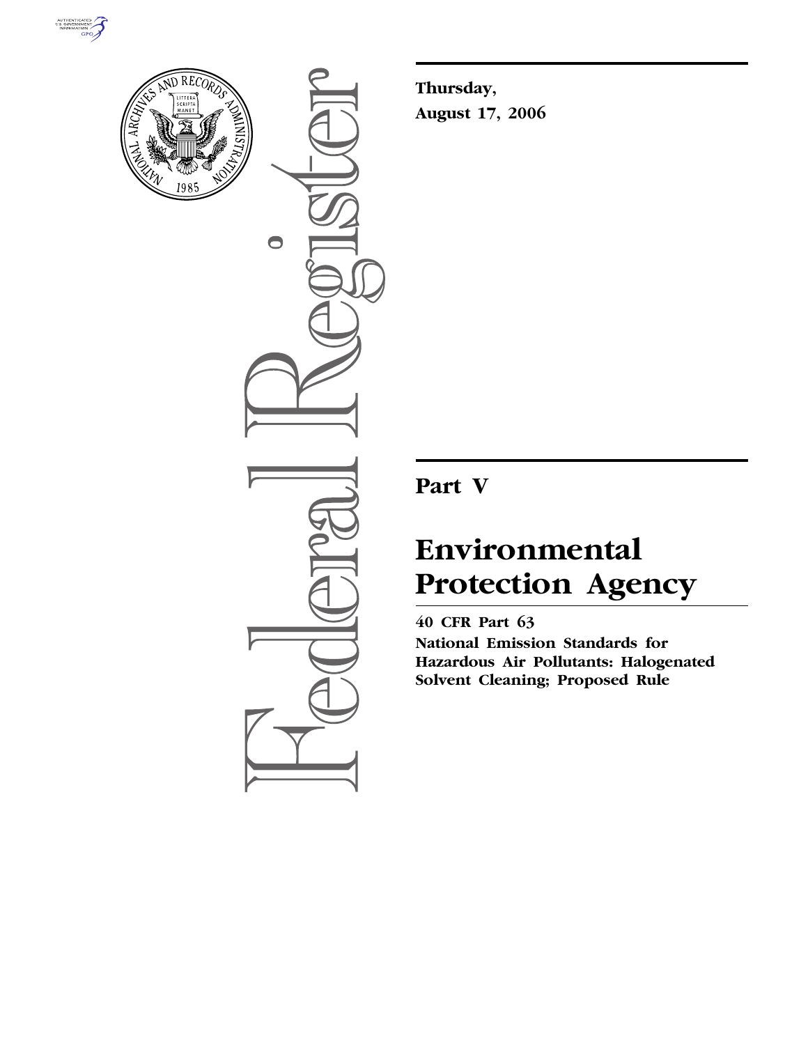**Thursday,**

**August 17, 2006**

# Part V

# Environmental Protection Agency

**40 CFR Part 63**

**National Emission Standards for Hazardous Air Pollutants: Halogenated Solvent Cleaning; Proposed Rule**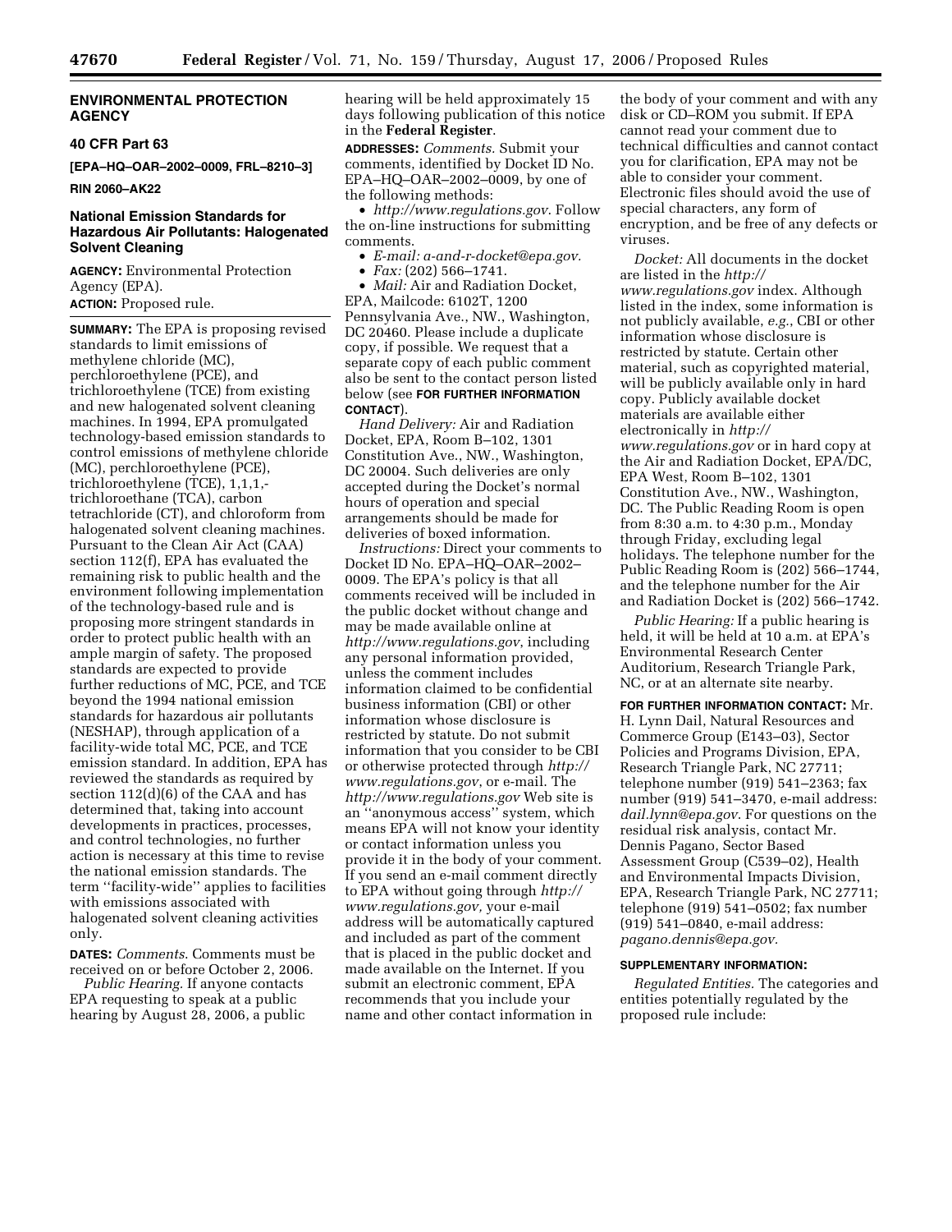**ENVIRONMENTAL PROTECTION AGENCY**

**40 CFR Part 63**

**[EPA–HQ–OAR–2002–0009, FRL–8210–3]**

**RIN 2060–AK22**

## National Emission Standards for Hazardous Air Pollutants: Halogenated Solvent Cleaning

**AGENCY:** Environmental Protection Agency (EPA).

**ACTION:** Proposed rule.

**SUMMARY:** The EPA is proposing revised standards to limit emissions of methylene chloride (MC), perchloroethylene (PCE), and trichloroethylene (TCE) from existing and new halogenated solvent cleaning machines. In 1994, EPA promulgated technology-based emission standards to control emissions of methylene chloride (MC), perchloroethylene (PCE), trichloroethylene (TCE), 1,1,1,-trichloroethane (TCA), carbon tetrachloride (CT), and chloroform from halogenated solvent cleaning machines. Pursuant to the Clean Air Act (CAA) section 112(f), EPA has evaluated the remaining risk to public health and the environment following implementation of the technology-based rule and is proposing more stringent standards in order to protect public health with an ample margin of safety. The proposed standards are expected to provide further reductions of MC, PCE, and TCE beyond the 1994 national emission standards for hazardous air pollutants (NESHAP), through application of a facility-wide total MC, PCE, and TCE emission standard. In addition, EPA has reviewed the standards as required by section 112(d)(6) of the CAA and has determined that, taking into account developments in practices, processes, and control technologies, no further action is necessary at this time to revise the national emission standards. The term ''facility-wide'' applies to facilities with emissions associated with halogenated solvent cleaning activities only.

**DATES:** *Comments.* Comments must be received on or before October 2, 2006.

*Public Hearing.* If anyone contacts EPA requesting to speak at a public hearing by August 28, 2006, a public hearing will be held approximately 15 days following publication of this notice in the **Federal Register**.

**ADDRESSES:** *Comments.* Submit your comments, identified by Docket ID No. EPA–HQ–OAR–2002–0009, by one of the following methods:

- *http://www.regulations.gov.* Follow the on-line instructions for submitting comments.
- *E-mail: a-and-r-docket@epa.gov.*
- *Fax:* (202) 566–1741.
- *Mail:* Air and Radiation Docket, EPA, Mailcode: 6102T, 1200 Pennsylvania Ave., NW., Washington, DC 20460. Please include a duplicate copy, if possible. We request that a separate copy of each public comment also be sent to the contact person listed below (see **FOR FURTHER INFORMATION CONTACT**).

*Hand Delivery:* Air and Radiation Docket, EPA, Room B–102, 1301 Constitution Ave., NW., Washington, DC 20004. Such deliveries are only accepted during the Docket's normal hours of operation and special arrangements should be made for deliveries of boxed information.

*Instructions:* Direct your comments to Docket ID No. EPA–HQ–OAR–2002–0009. The EPA's policy is that all comments received will be included in the public docket without change and may be made available online at *http://www.regulations.gov*, including any personal information provided, unless the comment includes information claimed to be confidential business information (CBI) or other information whose disclosure is restricted by statute. Do not submit information that you consider to be CBI or otherwise protected through *http://www.regulations.gov*, or e-mail. The *http://www.regulations.gov* Web site is an ''anonymous access'' system, which means EPA will not know your identity or contact information unless you provide it in the body of your comment. If you send an e-mail comment directly to EPA without going through *http://www.regulations.gov,* your e-mail address will be automatically captured and included as part of the comment that is placed in the public docket and made available on the Internet. If you submit an electronic comment, EPA recommends that you include your name and other contact information in the body of your comment and with any disk or CD–ROM you submit. If EPA cannot read your comment due to technical difficulties and cannot contact you for clarification, EPA may not be able to consider your comment. Electronic files should avoid the use of special characters, any form of encryption, and be free of any defects or viruses.

*Docket:* All documents in the docket are listed in the *http://www.regulations.gov* index. Although listed in the index, some information is not publicly available, *e.g.*, CBI or other information whose disclosure is restricted by statute. Certain other material, such as copyrighted material, will be publicly available only in hard copy. Publicly available docket materials are available either electronically in *http://www.regulations.gov* or in hard copy at the Air and Radiation Docket, EPA/DC, EPA West, Room B–102, 1301 Constitution Ave., NW., Washington, DC. The Public Reading Room is open from 8:30 a.m. to 4:30 p.m., Monday through Friday, excluding legal holidays. The telephone number for the Public Reading Room is (202) 566–1744, and the telephone number for the Air and Radiation Docket is (202) 566–1742.

*Public Hearing:* If a public hearing is held, it will be held at 10 a.m. at EPA's Environmental Research Center Auditorium, Research Triangle Park, NC, or at an alternate site nearby.

**FOR FURTHER INFORMATION CONTACT:** Mr. H. Lynn Dail, Natural Resources and Commerce Group (E143–03), Sector Policies and Programs Division, EPA, Research Triangle Park, NC 27711; telephone number (919) 541–2363; fax number (919) 541–3470, e-mail address: *dail.lynn@epa.gov*. For questions on the residual risk analysis, contact Mr. Dennis Pagano, Sector Based Assessment Group (C539–02), Health and Environmental Impacts Division, EPA, Research Triangle Park, NC 27711; telephone (919) 541–0502; fax number (919) 541–0840, e-mail address: *pagano.dennis@epa.gov.*

**SUPPLEMENTARY INFORMATION:**

*Regulated Entities.* The categories and entities potentially regulated by the proposed rule include: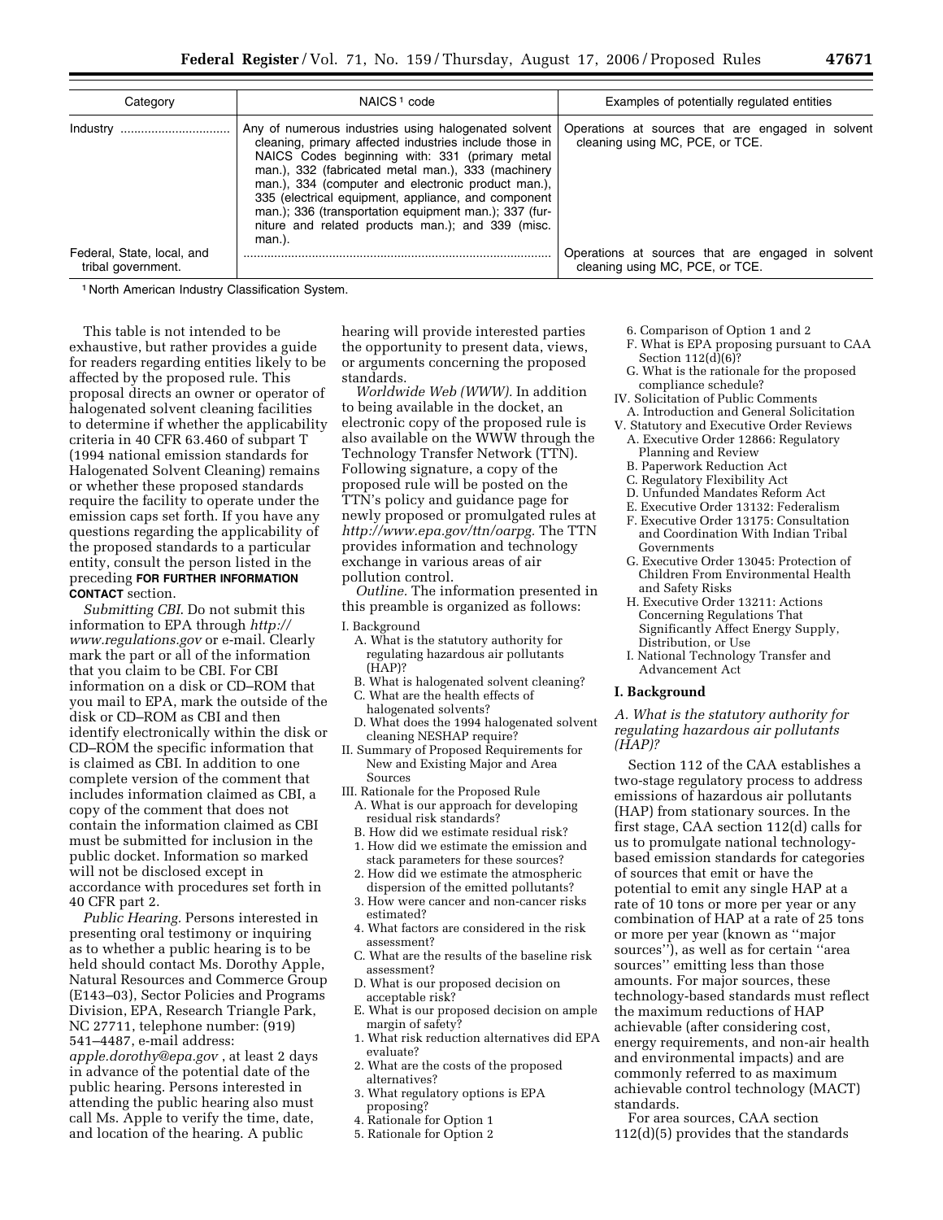| Category | NAICS[1] code | Examples of potentially regulated entities |
| --- | --- | --- |
| Industry ............................... | Any of numerous industries using halogenated solvent cleaning, primary affected industries include those in NAICS Codes beginning with: 331 (primary metal man.), 332 (fabricated metal man.), 333 (machinery man.), 334 (computer and electronic product man.), 335 (electrical equipment, appliance, and component man.); 336 (transportation equipment man.); 337 (furniture and related products man.); and 339 (misc. man.). | Operations at sources that are engaged in solvent cleaning using MC, PCE, or TCE. |
| Federal, State, local, and tribal government. | ........................................................................................ | Operations at sources that are engaged in solvent cleaning using MC, PCE, or TCE. |

[1] North American Industry Classification System.

This table is not intended to be exhaustive, but rather provides a guide for readers regarding entities likely to be affected by the proposed rule. This proposal directs an owner or operator of halogenated solvent cleaning facilities to determine if whether the applicability criteria in 40 CFR 63.460 of subpart T (1994 national emission standards for Halogenated Solvent Cleaning) remains or whether these proposed standards require the facility to operate under the emission caps set forth. If you have any questions regarding the applicability of the proposed standards to a particular entity, consult the person listed in the preceding **FOR FURTHER INFORMATION CONTACT** section.

*Submitting CBI.* Do not submit this information to EPA through *http://www.regulations.gov* or e-mail. Clearly mark the part or all of the information that you claim to be CBI. For CBI information on a disk or CD–ROM that you mail to EPA, mark the outside of the disk or CD–ROM as CBI and then identify electronically within the disk or CD–ROM the specific information that is claimed as CBI. In addition to one complete version of the comment that includes information claimed as CBI, a copy of the comment that does not contain the information claimed as CBI must be submitted for inclusion in the public docket. Information so marked will not be disclosed except in accordance with procedures set forth in 40 CFR part 2.

*Public Hearing.* Persons interested in presenting oral testimony or inquiring as to whether a public hearing is to be held should contact Ms. Dorothy Apple, Natural Resources and Commerce Group (E143–03), Sector Policies and Programs Division, EPA, Research Triangle Park, NC 27711, telephone number: (919) 541–4487, e-mail address: *apple.dorothy@epa.gov* , at least 2 days in advance of the potential date of the public hearing. Persons interested in attending the public hearing also must call Ms. Apple to verify the time, date, and location of the hearing. A public hearing will provide interested parties the opportunity to present data, views, or arguments concerning the proposed standards.

*Worldwide Web (WWW).* In addition to being available in the docket, an electronic copy of the proposed rule is also available on the WWW through the Technology Transfer Network (TTN). Following signature, a copy of the proposed rule will be posted on the TTN's policy and guidance page for newly proposed or promulgated rules at *http://www.epa.gov/ttn/oarpg.* The TTN provides information and technology exchange in various areas of air pollution control.

*Outline.* The information presented in this preamble is organized as follows:

I. Background
- A. What is the statutory authority for regulating hazardous air pollutants (HAP)?
- B. What is halogenated solvent cleaning?
- C. What are the health effects of halogenated solvents?
- D. What does the 1994 halogenated solvent cleaning NESHAP require?

II. Summary of Proposed Requirements for New and Existing Major and Area Sources

III. Rationale for the Proposed Rule
- A. What is our approach for developing residual risk standards?
- B. How did we estimate residual risk?
  1. How did we estimate the emission and stack parameters for these sources?
  2. How did we estimate the atmospheric dispersion of the emitted pollutants?
  3. How were cancer and non-cancer risks estimated?
  4. What factors are considered in the risk assessment?
- C. What are the results of the baseline risk assessment?
- D. What is our proposed decision on acceptable risk?
- E. What is our proposed decision on ample margin of safety?
  1. What risk reduction alternatives did EPA evaluate?
  2. What are the costs of the proposed alternatives?
  3. What regulatory options is EPA proposing?
  4. Rationale for Option 1
  5. Rationale for Option 2
  6. Comparison of Option 1 and 2
- F. What is EPA proposing pursuant to CAA Section 112(d)(6)?
- G. What is the rationale for the proposed compliance schedule?

IV. Solicitation of Public Comments
- A. Introduction and General Solicitation

V. Statutory and Executive Order Reviews
- A. Executive Order 12866: Regulatory Planning and Review
- B. Paperwork Reduction Act
- C. Regulatory Flexibility Act
- D. Unfunded Mandates Reform Act
- E. Executive Order 13132: Federalism
- F. Executive Order 13175: Consultation and Coordination With Indian Tribal Governments
- G. Executive Order 13045: Protection of Children From Environmental Health and Safety Risks
- H. Executive Order 13211: Actions Concerning Regulations That Significantly Affect Energy Supply, Distribution, or Use
- I. National Technology Transfer and Advancement Act

## I. Background

### A. What is the statutory authority for regulating hazardous air pollutants (HAP)?

Section 112 of the CAA establishes a two-stage regulatory process to address emissions of hazardous air pollutants (HAP) from stationary sources. In the first stage, CAA section 112(d) calls for us to promulgate national technology-based emission standards for categories of sources that emit or have the potential to emit any single HAP at a rate of 10 tons or more per year or any combination of HAP at a rate of 25 tons or more per year (known as ''major sources''), as well as for certain ''area sources'' emitting less than those amounts. For major sources, these technology-based standards must reflect the maximum reductions of HAP achievable (after considering cost, energy requirements, and non-air health and environmental impacts) and are commonly referred to as maximum achievable control technology (MACT) standards.

For area sources, CAA section 112(d)(5) provides that the standards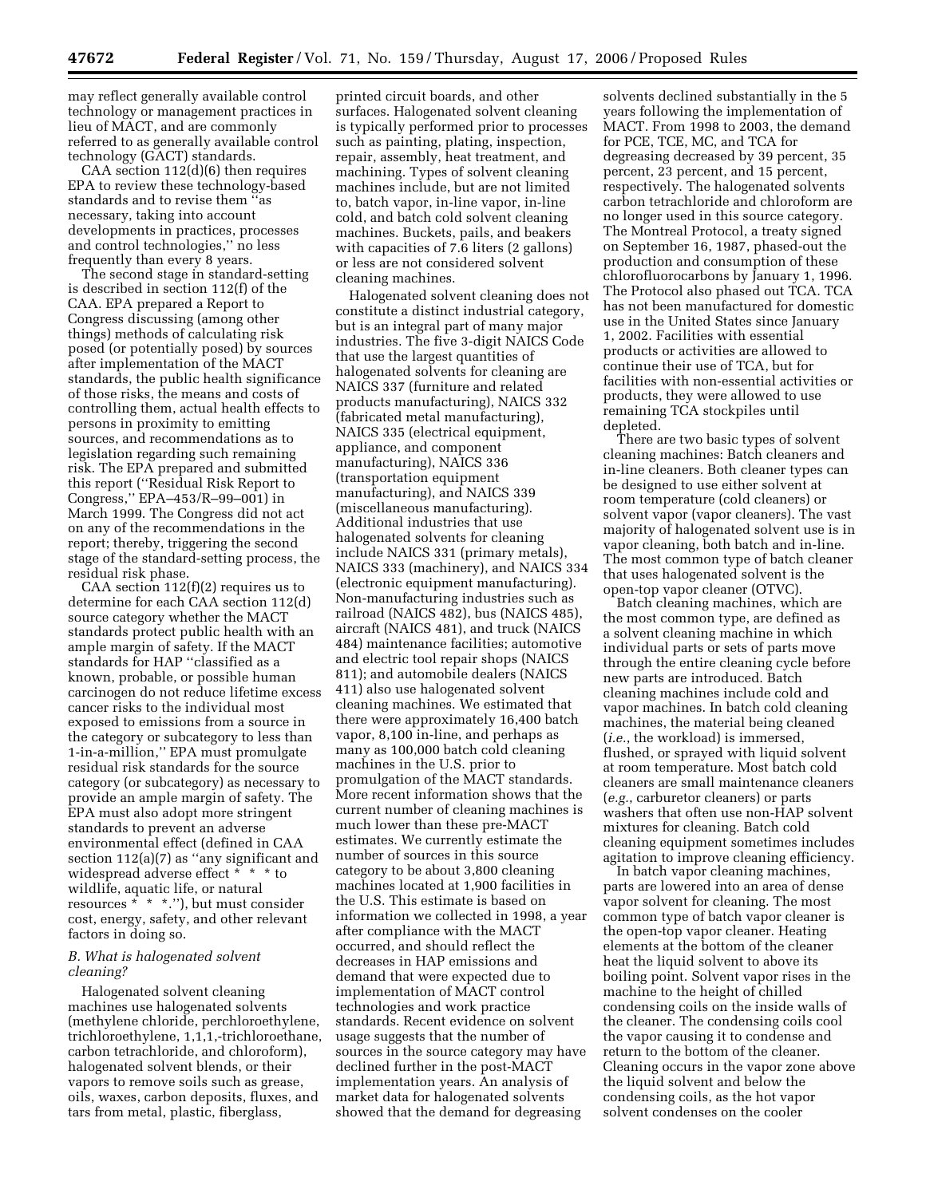may reflect generally available control technology or management practices in lieu of MACT, and are commonly referred to as generally available control technology (GACT) standards.

CAA section 112(d)(6) then requires EPA to review these technology-based standards and to revise them ''as necessary, taking into account developments in practices, processes and control technologies,'' no less frequently than every 8 years.

The second stage in standard-setting is described in section 112(f) of the CAA. EPA prepared a Report to Congress discussing (among other things) methods of calculating risk posed (or potentially posed) by sources after implementation of the MACT standards, the public health significance of those risks, the means and costs of controlling them, actual health effects to persons in proximity to emitting sources, and recommendations as to legislation regarding such remaining risk. The EPA prepared and submitted this report (''Residual Risk Report to Congress,'' EPA–453/R–99–001) in March 1999. The Congress did not act on any of the recommendations in the report; thereby, triggering the second stage of the standard-setting process, the residual risk phase.

CAA section 112(f)(2) requires us to determine for each CAA section 112(d) source category whether the MACT standards protect public health with an ample margin of safety. If the MACT standards for HAP ''classified as a known, probable, or possible human carcinogen do not reduce lifetime excess cancer risks to the individual most exposed to emissions from a source in the category or subcategory to less than 1-in-a-million,'' EPA must promulgate residual risk standards for the source category (or subcategory) as necessary to provide an ample margin of safety. The EPA must also adopt more stringent standards to prevent an adverse environmental effect (defined in CAA section 112(a)(7) as ''any significant and widespread adverse effect * * * to wildlife, aquatic life, or natural resources * * *.''), but must consider cost, energy, safety, and other relevant factors in doing so.

### B. What is halogenated solvent cleaning?

Halogenated solvent cleaning machines use halogenated solvents (methylene chloride, perchloroethylene, trichloroethylene, 1,1,1,-trichloroethane, carbon tetrachloride, and chloroform), halogenated solvent blends, or their vapors to remove soils such as grease, oils, waxes, carbon deposits, fluxes, and tars from metal, plastic, fiberglass, printed circuit boards, and other surfaces. Halogenated solvent cleaning is typically performed prior to processes such as painting, plating, inspection, repair, assembly, heat treatment, and machining. Types of solvent cleaning machines include, but are not limited to, batch vapor, in-line vapor, in-line cold, and batch cold solvent cleaning machines. Buckets, pails, and beakers with capacities of 7.6 liters (2 gallons) or less are not considered solvent cleaning machines.

Halogenated solvent cleaning does not constitute a distinct industrial category, but is an integral part of many major industries. The five 3-digit NAICS Code that use the largest quantities of halogenated solvents for cleaning are NAICS 337 (furniture and related products manufacturing), NAICS 332 (fabricated metal manufacturing), NAICS 335 (electrical equipment, appliance, and component manufacturing), NAICS 336 (transportation equipment manufacturing), and NAICS 339 (miscellaneous manufacturing). Additional industries that use halogenated solvents for cleaning include NAICS 331 (primary metals), NAICS 333 (machinery), and NAICS 334 (electronic equipment manufacturing). Non-manufacturing industries such as railroad (NAICS 482), bus (NAICS 485), aircraft (NAICS 481), and truck (NAICS 484) maintenance facilities; automotive and electric tool repair shops (NAICS 811); and automobile dealers (NAICS 411) also use halogenated solvent cleaning machines. We estimated that there were approximately 16,400 batch vapor, 8,100 in-line, and perhaps as many as 100,000 batch cold cleaning machines in the U.S. prior to promulgation of the MACT standards. More recent information shows that the current number of cleaning machines is much lower than these pre-MACT estimates. We currently estimate the number of sources in this source category to be about 3,800 cleaning machines located at 1,900 facilities in the U.S. This estimate is based on information we collected in 1998, a year after compliance with the MACT occurred, and should reflect the decreases in HAP emissions and demand that were expected due to implementation of MACT control technologies and work practice standards. Recent evidence on solvent usage suggests that the number of sources in the source category may have declined further in the post-MACT implementation years. An analysis of market data for halogenated solvents showed that the demand for degreasing solvents declined substantially in the 5 years following the implementation of MACT. From 1998 to 2003, the demand for PCE, TCE, MC, and TCA for degreasing decreased by 39 percent, 35 percent, 23 percent, and 15 percent, respectively. The halogenated solvents carbon tetrachloride and chloroform are no longer used in this source category. The Montreal Protocol, a treaty signed on September 16, 1987, phased-out the production and consumption of these chlorofluorocarbons by January 1, 1996. The Protocol also phased out TCA. TCA has not been manufactured for domestic use in the United States since January 1, 2002. Facilities with essential products or activities are allowed to continue their use of TCA, but for facilities with non-essential activities or products, they were allowed to use remaining TCA stockpiles until depleted.

There are two basic types of solvent cleaning machines: Batch cleaners and in-line cleaners. Both cleaner types can be designed to use either solvent at room temperature (cold cleaners) or solvent vapor (vapor cleaners). The vast majority of halogenated solvent use is in vapor cleaning, both batch and in-line. The most common type of batch cleaner that uses halogenated solvent is the open-top vapor cleaner (OTVC).

Batch cleaning machines, which are the most common type, are defined as a solvent cleaning machine in which individual parts or sets of parts move through the entire cleaning cycle before new parts are introduced. Batch cleaning machines include cold and vapor machines. In batch cold cleaning machines, the material being cleaned (*i.e.*, the workload) is immersed, flushed, or sprayed with liquid solvent at room temperature. Most batch cold cleaners are small maintenance cleaners (*e.g.*, carburetor cleaners) or parts washers that often use non-HAP solvent mixtures for cleaning. Batch cold cleaning equipment sometimes includes agitation to improve cleaning efficiency.

In batch vapor cleaning machines, parts are lowered into an area of dense vapor solvent for cleaning. The most common type of batch vapor cleaner is the open-top vapor cleaner. Heating elements at the bottom of the cleaner heat the liquid solvent to above its boiling point. Solvent vapor rises in the machine to the height of chilled condensing coils on the inside walls of the cleaner. The condensing coils cool the vapor causing it to condense and return to the bottom of the cleaner. Cleaning occurs in the vapor zone above the liquid solvent and below the condensing coils, as the hot vapor solvent condenses on the cooler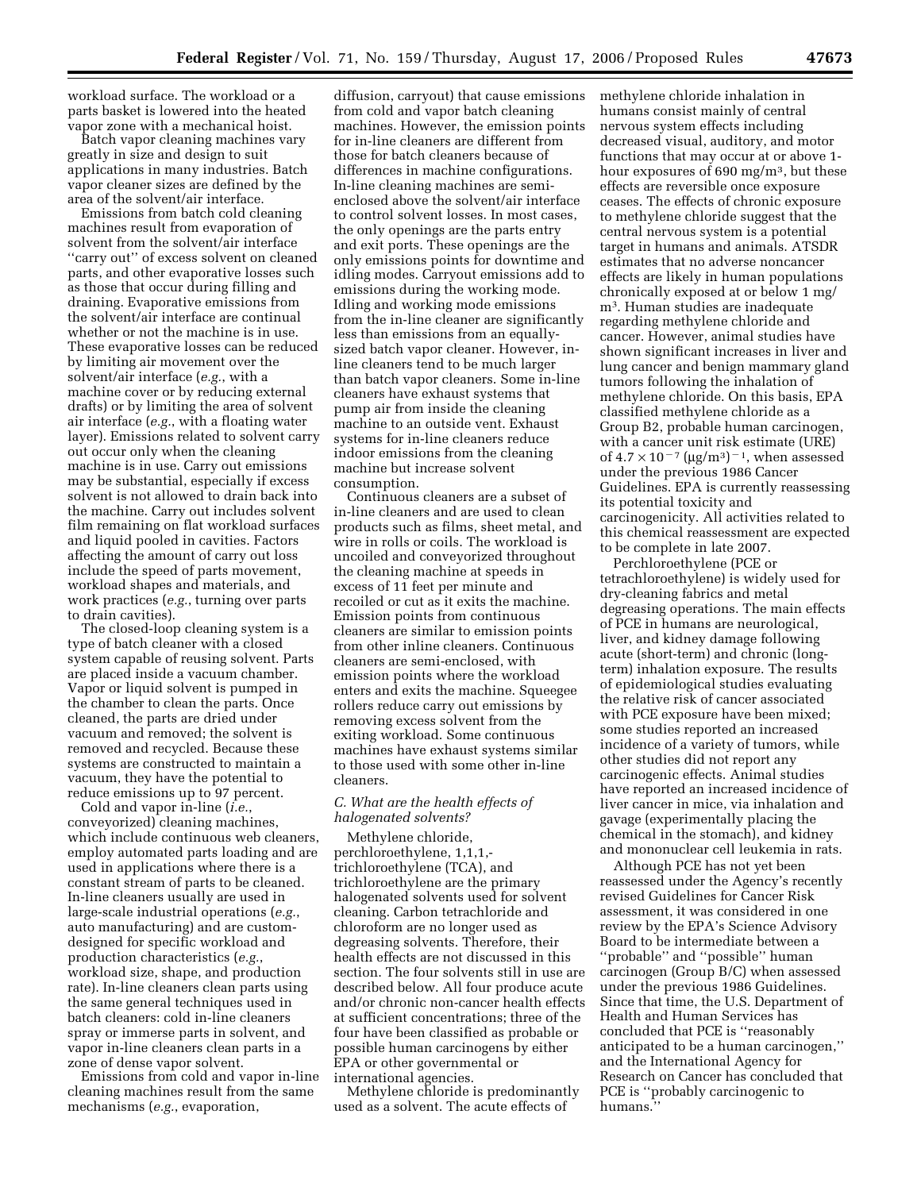workload surface. The workload or a parts basket is lowered into the heated vapor zone with a mechanical hoist.

Batch vapor cleaning machines vary greatly in size and design to suit applications in many industries. Batch vapor cleaner sizes are defined by the area of the solvent/air interface.

Emissions from batch cold cleaning machines result from evaporation of solvent from the solvent/air interface "carry out" of excess solvent on cleaned parts, and other evaporative losses such as those that occur during filling and draining. Evaporative emissions from the solvent/air interface are continual whether or not the machine is in use. These evaporative losses can be reduced by limiting air movement over the solvent/air interface (*e.g.*, with a machine cover or by reducing external drafts) or by limiting the area of solvent air interface (*e.g.*, with a floating water layer). Emissions related to solvent carry out occur only when the cleaning machine is in use. Carry out emissions may be substantial, especially if excess solvent is not allowed to drain back into the machine. Carry out includes solvent film remaining on flat workload surfaces and liquid pooled in cavities. Factors affecting the amount of carry out loss include the speed of parts movement, workload shapes and materials, and work practices (*e.g.*, turning over parts to drain cavities).

The closed-loop cleaning system is a type of batch cleaner with a closed system capable of reusing solvent. Parts are placed inside a vacuum chamber. Vapor or liquid solvent is pumped in the chamber to clean the parts. Once cleaned, the parts are dried under vacuum and removed; the solvent is removed and recycled. Because these systems are constructed to maintain a vacuum, they have the potential to reduce emissions up to 97 percent.

Cold and vapor in-line (*i.e.*, conveyorized) cleaning machines, which include continuous web cleaners, employ automated parts loading and are used in applications where there is a constant stream of parts to be cleaned. In-line cleaners usually are used in large-scale industrial operations (*e.g.*, auto manufacturing) and are custom-designed for specific workload and production characteristics (*e.g.*, workload size, shape, and production rate). In-line cleaners clean parts using the same general techniques used in batch cleaners: cold in-line cleaners spray or immerse parts in solvent, and vapor in-line cleaners clean parts in a zone of dense vapor solvent.

Emissions from cold and vapor in-line cleaning machines result from the same mechanisms (*e.g.*, evaporation, diffusion, carryout) that cause emissions from cold and vapor batch cleaning machines. However, the emission points for in-line cleaners are different from those for batch cleaners because of differences in machine configurations. In-line cleaning machines are semi-enclosed above the solvent/air interface to control solvent losses. In most cases, the only openings are the parts entry and exit ports. These openings are the only emissions points for downtime and idling modes. Carryout emissions add to emissions during the working mode. Idling and working mode emissions from the in-line cleaner are significantly less than emissions from an equally-sized batch vapor cleaner. However, in-line cleaners tend to be much larger than batch vapor cleaners. Some in-line cleaners have exhaust systems that pump air from inside the cleaning machine to an outside vent. Exhaust systems for in-line cleaners reduce indoor emissions from the cleaning machine but increase solvent consumption.

Continuous cleaners are a subset of in-line cleaners and are used to clean products such as films, sheet metal, and wire in rolls or coils. The workload is uncoiled and conveyorized throughout the cleaning machine at speeds in excess of 11 feet per minute and recoiled or cut as it exits the machine. Emission points from continuous cleaners are similar to emission points from other inline cleaners. Continuous cleaners are semi-enclosed, with emission points where the workload enters and exits the machine. Squeegee rollers reduce carry out emissions by removing excess solvent from the exiting workload. Some continuous machines have exhaust systems similar to those used with some other in-line cleaners.

### *C. What are the health effects of halogenated solvents?*

Methylene chloride, perchloroethylene, 1,1,1,-trichloroethylene (TCA), and trichloroethylene are the primary halogenated solvents used for solvent cleaning. Carbon tetrachloride and chloroform are no longer used as degreasing solvents. Therefore, their health effects are not discussed in this section. The four solvents still in use are described below. All four produce acute and/or chronic non-cancer health effects at sufficient concentrations; three of the four have been classified as probable or possible human carcinogens by either EPA or other governmental or international agencies.

Methylene chloride is predominantly used as a solvent. The acute effects of methylene chloride inhalation in humans consist mainly of central nervous system effects including decreased visual, auditory, and motor functions that may occur at or above 1-hour exposures of 690 mg/m$^3$, but these effects are reversible once exposure ceases. The effects of chronic exposure to methylene chloride suggest that the central nervous system is a potential target in humans and animals. ATSDR estimates that no adverse noncancer effects are likely in human populations chronically exposed at or below 1 mg/m$^3$. Human studies are inadequate regarding methylene chloride and cancer. However, animal studies have shown significant increases in liver and lung cancer and benign mammary gland tumors following the inhalation of methylene chloride. On this basis, EPA classified methylene chloride as a Group B2, probable human carcinogen, with a cancer unit risk estimate (URE) of $4.7 \times 10^{-7}$ $(\mu g/m^3)^{-1}$, when assessed under the previous 1986 Cancer Guidelines. EPA is currently reassessing its potential toxicity and carcinogenicity. All activities related to this chemical reassessment are expected to be complete in late 2007.

Perchloroethylene (PCE or tetrachloroethylene) is widely used for dry-cleaning fabrics and metal degreasing operations. The main effects of PCE in humans are neurological, liver, and kidney damage following acute (short-term) and chronic (long-term) inhalation exposure. The results of epidemiological studies evaluating the relative risk of cancer associated with PCE exposure have been mixed; some studies reported an increased incidence of a variety of tumors, while other studies did not report any carcinogenic effects. Animal studies have reported an increased incidence of liver cancer in mice, via inhalation and gavage (experimentally placing the chemical in the stomach), and kidney and mononuclear cell leukemia in rats.

Although PCE has not yet been reassessed under the Agency's recently revised Guidelines for Cancer Risk assessment, it was considered in one review by the EPA's Science Advisory Board to be intermediate between a "probable" and "possible" human carcinogen (Group B/C) when assessed under the previous 1986 Guidelines. Since that time, the U.S. Department of Health and Human Services has concluded that PCE is "reasonably anticipated to be a human carcinogen," and the International Agency for Research on Cancer has concluded that PCE is "probably carcinogenic to humans."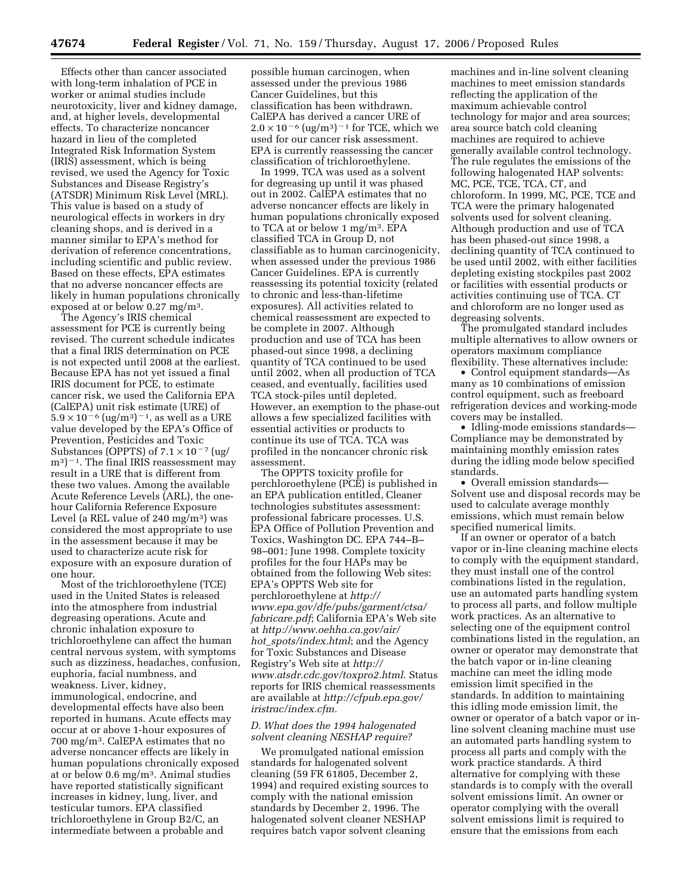Effects other than cancer associated with long-term inhalation of PCE in worker or animal studies include neurotoxicity, liver and kidney damage, and, at higher levels, developmental effects. To characterize noncancer hazard in lieu of the completed Integrated Risk Information System (IRIS) assessment, which is being revised, we used the Agency for Toxic Substances and Disease Registry's (ATSDR) Minimum Risk Level (MRL). This value is based on a study of neurological effects in workers in dry cleaning shops, and is derived in a manner similar to EPA's method for derivation of reference concentrations, including scientific and public review. Based on these effects, EPA estimates that no adverse noncancer effects are likely in human populations chronically exposed at or below 0.27 mg/m$^3$.

The Agency's IRIS chemical assessment for PCE is currently being revised. The current schedule indicates that a final IRIS determination on PCE is not expected until 2008 at the earliest. Because EPA has not yet issued a final IRIS document for PCE, to estimate cancer risk, we used the California EPA (CalEPA) unit risk estimate (URE) of $5.9 \times 10^{-6}$ (ug/m$^3$)$^{-1}$, as well as a URE value developed by the EPA's Office of Prevention, Pesticides and Toxic Substances (OPPTS) of $7.1 \times 10^{-7}$ (ug/m$^3$)$^{-1}$. The final IRIS reassessment may result in a URE that is different from these two values. Among the available Acute Reference Levels (ARL), the one-hour California Reference Exposure Level (a REL value of 240 mg/m$^3$) was considered the most appropriate to use in the assessment because it may be used to characterize acute risk for exposure with an exposure duration of one hour.

Most of the trichloroethylene (TCE) used in the United States is released into the atmosphere from industrial degreasing operations. Acute and chronic inhalation exposure to trichloroethylene can affect the human central nervous system, with symptoms such as dizziness, headaches, confusion, euphoria, facial numbness, and weakness. Liver, kidney, immunological, endocrine, and developmental effects have also been reported in humans. Acute effects may occur at or above 1-hour exposures of 700 mg/m$^3$. CalEPA estimates that no adverse noncancer effects are likely in human populations chronically exposed at or below 0.6 mg/m$^3$. Animal studies have reported statistically significant increases in kidney, lung, liver, and testicular tumors. EPA classified trichloroethylene in Group B2/C, an intermediate between a probable and possible human carcinogen, when assessed under the previous 1986 Cancer Guidelines, but this classification has been withdrawn. CalEPA has derived a cancer URE of $2.0 \times 10^{-6}$ (ug/m$^3$)$^{-1}$ for TCE, which we used for our cancer risk assessment. EPA is currently reassessing the cancer classification of trichloroethylene.

In 1999, TCA was used as a solvent for degreasing up until it was phased out in 2002. CalEPA estimates that no adverse noncancer effects are likely in human populations chronically exposed to TCA at or below 1 mg/m$^3$. EPA classified TCA in Group D, not classifiable as to human carcinogenicity, when assessed under the previous 1986 Cancer Guidelines. EPA is currently reassessing its potential toxicity (related to chronic and less-than-lifetime exposures). All activities related to chemical reassessment are expected to be complete in 2007. Although production and use of TCA has been phased-out since 1998, a declining quantity of TCA continued to be used until 2002, when all production of TCA ceased, and eventually, facilities used TCA stock-piles until depleted. However, an exemption to the phase-out allows a few specialized facilities with essential activities or products to continue its use of TCA. TCA was profiled in the noncancer chronic risk assessment.

The OPPTS toxicity profile for perchloroethylene (PCE) is published in an EPA publication entitled, Cleaner technologies substitutes assessment: professional fabricare processes. U.S. EPA Office of Pollution Prevention and Toxics, Washington DC. EPA 744–B–98–001; June 1998. Complete toxicity profiles for the four HAPs may be obtained from the following Web sites: EPA's OPPTS Web site for perchloroethylene at *http://www.epa.gov/dfe/pubs/garment/ctsa/fabricare.pdf*; California EPA's Web site at *http://www.oehha.ca.gov/air/hot_spots/index.html*; and the Agency for Toxic Substances and Disease Registry's Web site at *http://www.atsdr.cdc.gov/toxpro2.html*. Status reports for IRIS chemical reassessments are available at *http://cfpub.epa.gov/iristrac/index.cfm*.

### *D. What does the 1994 halogenated solvent cleaning NESHAP require?*

We promulgated national emission standards for halogenated solvent cleaning (59 FR 61805, December 2, 1994) and required existing sources to comply with the national emission standards by December 2, 1996. The halogenated solvent cleaner NESHAP requires batch vapor solvent cleaning machines and in-line solvent cleaning machines to meet emission standards reflecting the application of the maximum achievable control technology for major and area sources; area source batch cold cleaning machines are required to achieve generally available control technology. The rule regulates the emissions of the following halogenated HAP solvents: MC, PCE, TCE, TCA, CT, and chloroform. In 1999, MC, PCE, TCE and TCA were the primary halogenated solvents used for solvent cleaning. Although production and use of TCA has been phased-out since 1998, a declining quantity of TCA continued to be used until 2002, with either facilities depleting existing stockpiles past 2002 or facilities with essential products or activities continuing use of TCA. CT and chloroform are no longer used as degreasing solvents.

The promulgated standard includes multiple alternatives to allow owners or operators maximum compliance flexibility. These alternatives include:

- Control equipment standards—As many as 10 combinations of emission control equipment, such as freeboard refrigeration devices and working-mode covers may be installed.
- Idling-mode emissions standards—Compliance may be demonstrated by maintaining monthly emission rates during the idling mode below specified standards.
- Overall emission standards—Solvent use and disposal records may be used to calculate average monthly emissions, which must remain below specified numerical limits.

If an owner or operator of a batch vapor or in-line cleaning machine elects to comply with the equipment standard, they must install one of the control combinations listed in the regulation, use an automated parts handling system to process all parts, and follow multiple work practices. As an alternative to selecting one of the equipment control combinations listed in the regulation, an owner or operator may demonstrate that the batch vapor or in-line cleaning machine can meet the idling mode emission limit specified in the standards. In addition to maintaining this idling mode emission limit, the owner or operator of a batch vapor or in-line solvent cleaning machine must use an automated parts handling system to process all parts and comply with the work practice standards. A third alternative for complying with these standards is to comply with the overall solvent emissions limit. An owner or operator complying with the overall solvent emissions limit is required to ensure that the emissions from each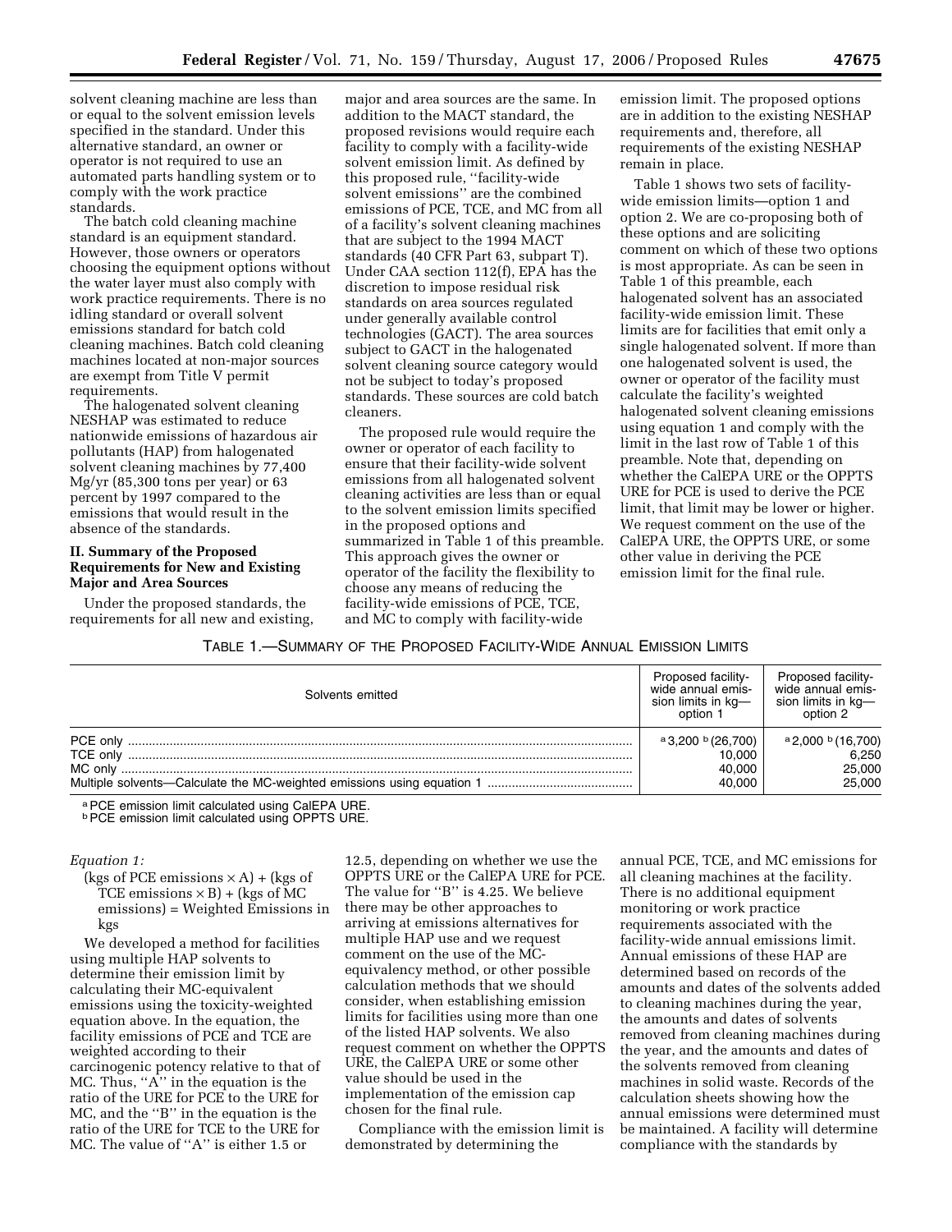solvent cleaning machine are less than or equal to the solvent emission levels specified in the standard. Under this alternative standard, an owner or operator is not required to use an automated parts handling system or to comply with the work practice standards.

The batch cold cleaning machine standard is an equipment standard. However, those owners or operators choosing the equipment options without the water layer must also comply with work practice requirements. There is no idling standard or overall solvent emissions standard for batch cold cleaning machines. Batch cold cleaning machines located at non-major sources are exempt from Title V permit requirements.

The halogenated solvent cleaning NESHAP was estimated to reduce nationwide emissions of hazardous air pollutants (HAP) from halogenated solvent cleaning machines by 77,400 Mg/yr (85,300 tons per year) or 63 percent by 1997 compared to the emissions that would result in the absence of the standards.

## II. Summary of the Proposed Requirements for New and Existing Major and Area Sources

Under the proposed standards, the requirements for all new and existing, major and area sources are the same. In addition to the MACT standard, the proposed revisions would require each facility to comply with a facility-wide solvent emission limit. As defined by this proposed rule, "facility-wide solvent emissions" are the combined emissions of PCE, TCE, and MC from all of a facility's solvent cleaning machines that are subject to the 1994 MACT standards (40 CFR Part 63, subpart T). Under CAA section 112(f), EPA has the discretion to impose residual risk standards on area sources regulated under generally available control technologies (GACT). The area sources subject to GACT in the halogenated solvent cleaning source category would not be subject to today's proposed standards. These sources are cold batch cleaners.

The proposed rule would require the owner or operator of each facility to ensure that their facility-wide solvent emissions from all halogenated solvent cleaning activities are less than or equal to the solvent emission limits specified in the proposed options and summarized in Table 1 of this preamble. This approach gives the owner or operator of the facility the flexibility to choose any means of reducing the facility-wide emissions of PCE, TCE, and MC to comply with facility-wide emission limit. The proposed options are in addition to the existing NESHAP requirements and, therefore, all requirements of the existing NESHAP remain in place.

Table 1 shows two sets of facility-wide emission limits—option 1 and option 2. We are co-proposing both of these options and are soliciting comment on which of these two options is most appropriate. As can be seen in Table 1 of this preamble, each halogenated solvent has an associated facility-wide emission limit. These limits are for facilities that emit only a single halogenated solvent. If more than one halogenated solvent is used, the owner or operator of the facility must calculate the facility's weighted halogenated solvent cleaning emissions using equation 1 and comply with the limit in the last row of Table 1 of this preamble. Note that, depending on whether the CalEPA URE or the OPPTS URE for PCE is used to derive the PCE limit, that limit may be lower or higher. We request comment on the use of the CalEPA URE, the OPPTS URE, or some other value in deriving the PCE emission limit for the final rule.

TABLE 1.—SUMMARY OF THE PROPOSED FACILITY-WIDE ANNUAL EMISSION LIMITS

| Solvents emitted | Proposed facility-wide annual emission limits in kg—option 1 | Proposed facility-wide annual emission limits in kg—option 2 |
|---|---|---|
| PCE only | [a] 3,200 [b] (26,700) | [a] 2,000 [b] (16,700) |
| TCE only | 10,000 | 6,250 |
| MC only | 40,000 | 25,000 |
| Multiple solvents—Calculate the MC-weighted emissions using equation 1 | 40,000 | 25,000 |

[a] PCE emission limit calculated using CalEPA URE.
[b] PCE emission limit calculated using OPPTS URE.

*Equation 1:*

$$(\text{kgs of PCE emissions} \times A) + (\text{kgs of TCE emissions} \times B) + (\text{kgs of MC emissions}) = \text{Weighted Emissions in kgs}$$

We developed a method for facilities using multiple HAP solvents to determine their emission limit by calculating their MC-equivalent emissions using the toxicity-weighted equation above. In the equation, the facility emissions of PCE and TCE are weighted according to their carcinogenic potency relative to that of MC. Thus, "A" in the equation is the ratio of the URE for PCE to the URE for MC, and the "B" in the equation is the ratio of the URE for TCE to the URE for MC. The value of "A" is either 1.5 or 12.5, depending on whether we use the OPPTS URE or the CalEPA URE for PCE. The value for "B" is 4.25. We believe there may be other approaches to arriving at emissions alternatives for multiple HAP use and we request comment on the use of the MC-equivalency method, or other possible calculation methods that we should consider, when establishing emission limits for facilities using more than one of the listed HAP solvents. We also request comment on whether the OPPTS URE, the CalEPA URE or some other value should be used in the implementation of the emission cap chosen for the final rule.

Compliance with the emission limit is demonstrated by determining the annual PCE, TCE, and MC emissions for all cleaning machines at the facility. There is no additional equipment monitoring or work practice requirements associated with the facility-wide annual emissions limit. Annual emissions of these HAP are determined based on records of the amounts and dates of the solvents added to cleaning machines during the year, the amounts and dates of solvents removed from cleaning machines during the year, and the amounts and dates of the solvents removed from cleaning machines in solid waste. Records of the calculation sheets showing how the annual emissions were determined must be maintained. A facility will determine compliance with the standards by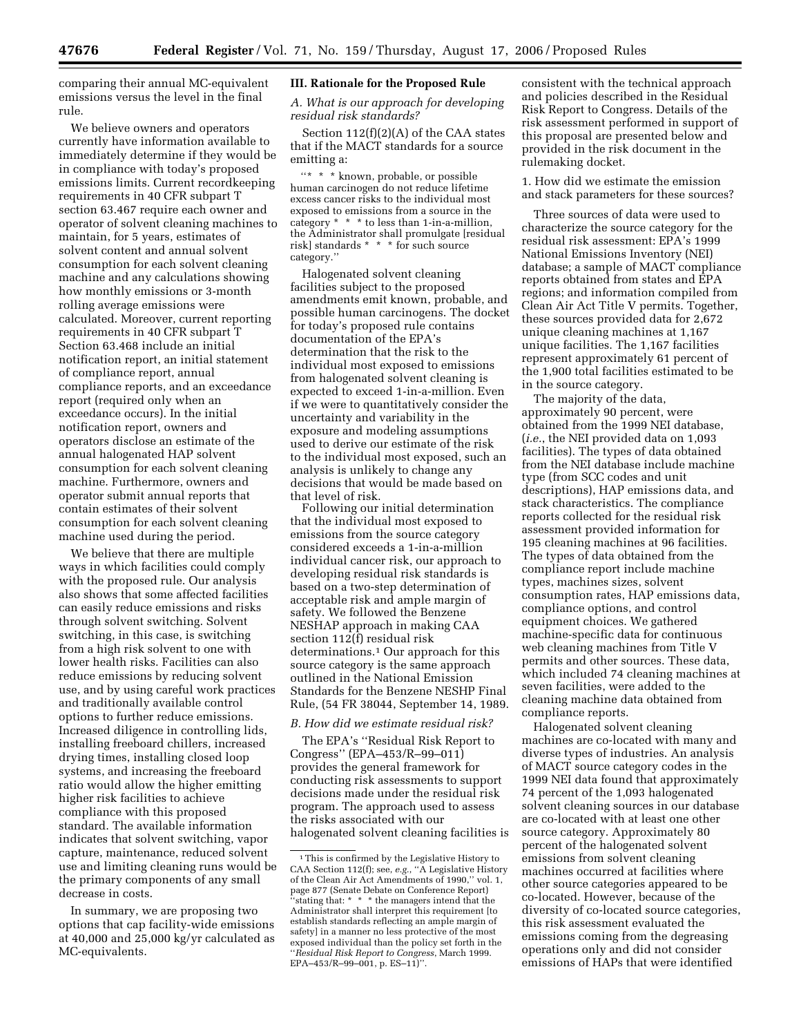comparing their annual MC-equivalent emissions versus the level in the final rule.

We believe owners and operators currently have information available to immediately determine if they would be in compliance with today's proposed emissions limits. Current recordkeeping requirements in 40 CFR subpart T section 63.467 require each owner and operator of solvent cleaning machines to maintain, for 5 years, estimates of solvent content and annual solvent consumption for each solvent cleaning machine and any calculations showing how monthly emissions or 3-month rolling average emissions were calculated. Moreover, current reporting requirements in 40 CFR subpart T Section 63.468 include an initial notification report, an initial statement of compliance report, annual compliance reports, and an exceedance report (required only when an exceedance occurs). In the initial notification report, owners and operators disclose an estimate of the annual halogenated HAP solvent consumption for each solvent cleaning machine. Furthermore, owners and operator submit annual reports that contain estimates of their solvent consumption for each solvent cleaning machine used during the period.

We believe that there are multiple ways in which facilities could comply with the proposed rule. Our analysis also shows that some affected facilities can easily reduce emissions and risks through solvent switching. Solvent switching, in this case, is switching from a high risk solvent to one with lower health risks. Facilities can also reduce emissions by reducing solvent use, and by using careful work practices and traditionally available control options to further reduce emissions. Increased diligence in controlling lids, installing freeboard chillers, increased drying times, installing closed loop systems, and increasing the freeboard ratio would allow the higher emitting higher risk facilities to achieve compliance with this proposed standard. The available information indicates that solvent switching, vapor capture, maintenance, reduced solvent use and limiting cleaning runs would be the primary components of any small decrease in costs.

In summary, we are proposing two options that cap facility-wide emissions at 40,000 and 25,000 kg/yr calculated as MC-equivalents.

## III. Rationale for the Proposed Rule

### *A. What is our approach for developing residual risk standards?*

Section 112(f)(2)(A) of the CAA states that if the MACT standards for a source emitting a:

> "* * * known, probable, or possible human carcinogen do not reduce lifetime excess cancer risks to the individual most exposed to emissions from a source in the category * * * to less than 1-in-a-million, the Administrator shall promulgate [residual risk] standards * * * for such source category."

Halogenated solvent cleaning facilities subject to the proposed amendments emit known, probable, and possible human carcinogens. The docket for today's proposed rule contains documentation of the EPA's determination that the risk to the individual most exposed to emissions from halogenated solvent cleaning is expected to exceed 1-in-a-million. Even if we were to quantitatively consider the uncertainty and variability in the exposure and modeling assumptions used to derive our estimate of the risk to the individual most exposed, such an analysis is unlikely to change any decisions that would be made based on that level of risk.

Following our initial determination that the individual most exposed to emissions from the source category considered exceeds a 1-in-a-million individual cancer risk, our approach to developing residual risk standards is based on a two-step determination of acceptable risk and ample margin of safety. We followed the Benzene NESHAP approach in making CAA section 112(f) residual risk determinations.[1] Our approach for this source category is the same approach outlined in the National Emission Standards for the Benzene NESHP Final Rule, (54 FR 38044, September 14, 1989.

### *B. How did we estimate residual risk?*

The EPA's "Residual Risk Report to Congress" (EPA–453/R–99–011) provides the general framework for conducting risk assessments to support decisions made under the residual risk program. The approach used to assess the risks associated with our halogenated solvent cleaning facilities is consistent with the technical approach and policies described in the Residual Risk Report to Congress. Details of the risk assessment performed in support of this proposal are presented below and provided in the risk document in the rulemaking docket.

1. How did we estimate the emission and stack parameters for these sources?

Three sources of data were used to characterize the source category for the residual risk assessment: EPA's 1999 National Emissions Inventory (NEI) database; a sample of MACT compliance reports obtained from states and EPA regions; and information compiled from Clean Air Act Title V permits. Together, these sources provided data for 2,672 unique cleaning machines at 1,167 unique facilities. The 1,167 facilities represent approximately 61 percent of the 1,900 total facilities estimated to be in the source category.

The majority of the data, approximately 90 percent, were obtained from the 1999 NEI database, (*i.e.*, the NEI provided data on 1,093 facilities). The types of data obtained from the NEI database include machine type (from SCC codes and unit descriptions), HAP emissions data, and stack characteristics. The compliance reports collected for the residual risk assessment provided information for 195 cleaning machines at 96 facilities. The types of data obtained from the compliance report include machine types, machines sizes, solvent consumption rates, HAP emissions data, compliance options, and control equipment choices. We gathered machine-specific data for continuous web cleaning machines from Title V permits and other sources. These data, which included 74 cleaning machines at seven facilities, were added to the cleaning machine data obtained from compliance reports.

Halogenated solvent cleaning machines are co-located with many and diverse types of industries. An analysis of MACT source category codes in the 1999 NEI data found that approximately 74 percent of the 1,093 halogenated solvent cleaning sources in our database are co-located with at least one other source category. Approximately 80 percent of the halogenated solvent emissions from solvent cleaning machines occurred at facilities where other source categories appeared to be co-located. However, because of the diversity of co-located source categories, this risk assessment evaluated the emissions coming from the degreasing operations only and did not consider emissions of HAPs that were identified

---

[1] This is confirmed by the Legislative History to CAA Section 112(f); see, *e.g.*, "A Legislative History of the Clean Air Act Amendments of 1990," vol. 1, page 877 (Senate Debate on Conference Report) "stating that: * * * the managers intend that the Administrator shall interpret this requirement [to establish standards reflecting an ample margin of safety] in a manner no less protective of the most exposed individual than the policy set forth in the "*Residual Risk Report to Congress*, March 1999. EPA–453/R–99–001, p. ES–11)".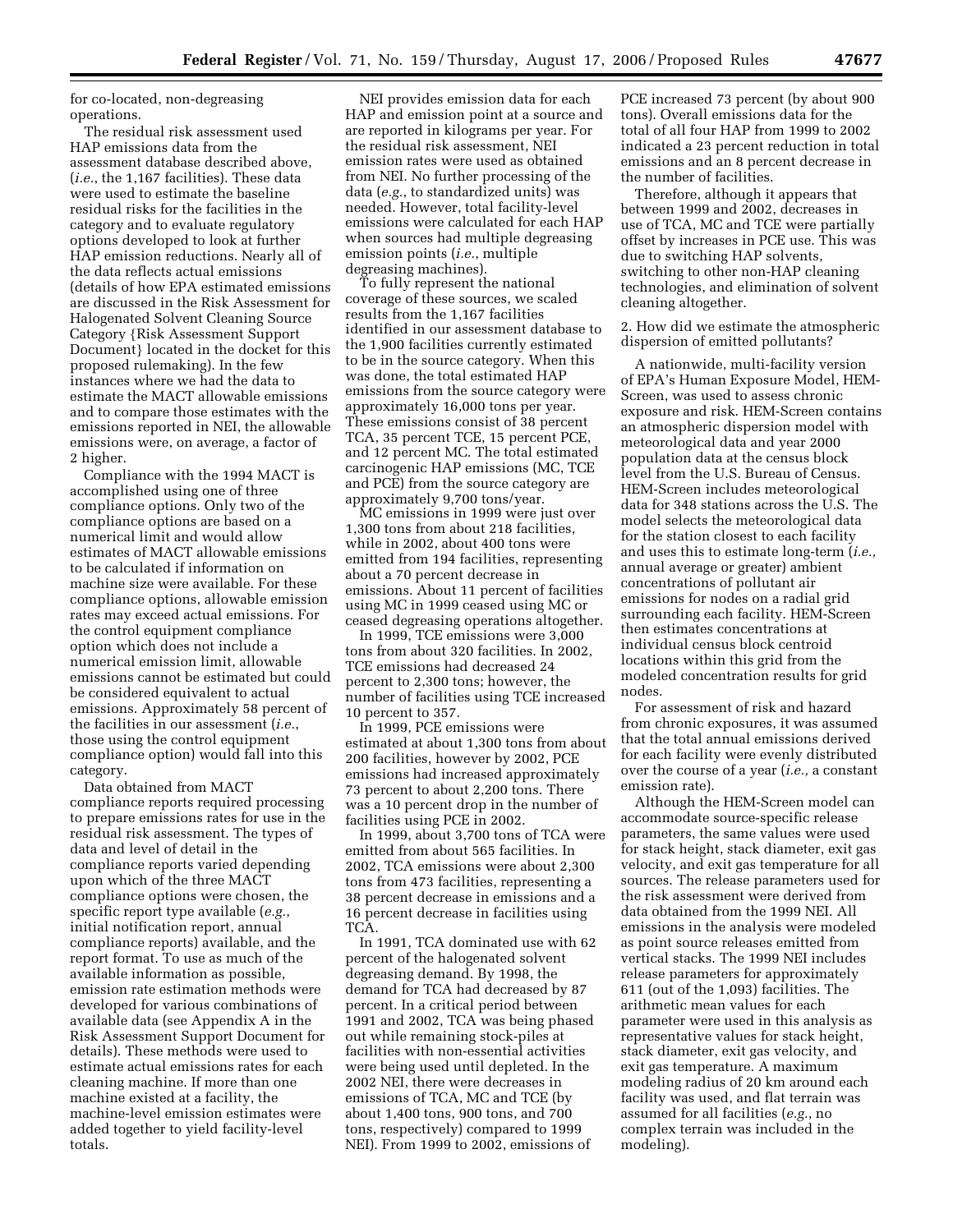for co-located, non-degreasing operations.

The residual risk assessment used HAP emissions data from the assessment database described above, (*i.e.*, the 1,167 facilities). These data were used to estimate the baseline residual risks for the facilities in the category and to evaluate regulatory options developed to look at further HAP emission reductions. Nearly all of the data reflects actual emissions (details of how EPA estimated emissions are discussed in the Risk Assessment for Halogenated Solvent Cleaning Source Category {Risk Assessment Support Document} located in the docket for this proposed rulemaking). In the few instances where we had the data to estimate the MACT allowable emissions and to compare those estimates with the emissions reported in NEI, the allowable emissions were, on average, a factor of 2 higher.

Compliance with the 1994 MACT is accomplished using one of three compliance options. Only two of the compliance options are based on a numerical limit and would allow estimates of MACT allowable emissions to be calculated if information on machine size were available. For these compliance options, allowable emission rates may exceed actual emissions. For the control equipment compliance option which does not include a numerical emission limit, allowable emissions cannot be estimated but could be considered equivalent to actual emissions. Approximately 58 percent of the facilities in our assessment (*i.e.*, those using the control equipment compliance option) would fall into this category.

Data obtained from MACT compliance reports required processing to prepare emissions rates for use in the residual risk assessment. The types of data and level of detail in the compliance reports varied depending upon which of the three MACT compliance options were chosen, the specific report type available (*e.g.*, initial notification report, annual compliance reports) available, and the report format. To use as much of the available information as possible, emission rate estimation methods were developed for various combinations of available data (see Appendix A in the Risk Assessment Support Document for details). These methods were used to estimate actual emissions rates for each cleaning machine. If more than one machine existed at a facility, the machine-level emission estimates were added together to yield facility-level totals.

NEI provides emission data for each HAP and emission point at a source and are reported in kilograms per year. For the residual risk assessment, NEI emission rates were used as obtained from NEI. No further processing of the data (*e.g.*, to standardized units) was needed. However, total facility-level emissions were calculated for each HAP when sources had multiple degreasing emission points (*i.e.*, multiple degreasing machines).

To fully represent the national coverage of these sources, we scaled results from the 1,167 facilities identified in our assessment database to the 1,900 facilities currently estimated to be in the source category. When this was done, the total estimated HAP emissions from the source category were approximately 16,000 tons per year. These emissions consist of 38 percent TCA, 35 percent TCE, 15 percent PCE, and 12 percent MC. The total estimated carcinogenic HAP emissions (MC, TCE and PCE) from the source category are approximately 9,700 tons/year.

MC emissions in 1999 were just over 1,300 tons from about 218 facilities, while in 2002, about 400 tons were emitted from 194 facilities, representing about a 70 percent decrease in emissions. About 11 percent of facilities using MC in 1999 ceased using MC or ceased degreasing operations altogether.

In 1999, TCE emissions were 3,000 tons from about 320 facilities. In 2002, TCE emissions had decreased 24 percent to 2,300 tons; however, the number of facilities using TCE increased 10 percent to 357.

In 1999, PCE emissions were estimated at about 1,300 tons from about 200 facilities, however by 2002, PCE emissions had increased approximately 73 percent to about 2,200 tons. There was a 10 percent drop in the number of facilities using PCE in 2002.

In 1999, about 3,700 tons of TCA were emitted from about 565 facilities. In 2002, TCA emissions were about 2,300 tons from 473 facilities, representing a 38 percent decrease in emissions and a 16 percent decrease in facilities using TCA.

In 1991, TCA dominated use with 62 percent of the halogenated solvent degreasing demand. By 1998, the demand for TCA had decreased by 87 percent. In a critical period between 1991 and 2002, TCA was being phased out while remaining stock-piles at facilities with non-essential activities were being used until depleted. In the 2002 NEI, there were decreases in emissions of TCA, MC and TCE (by about 1,400 tons, 900 tons, and 700 tons, respectively) compared to 1999 NEI). From 1999 to 2002, emissions of PCE increased 73 percent (by about 900 tons). Overall emissions data for the total of all four HAP from 1999 to 2002 indicated a 23 percent reduction in total emissions and an 8 percent decrease in the number of facilities.

Therefore, although it appears that between 1999 and 2002, decreases in use of TCA, MC and TCE were partially offset by increases in PCE use. This was due to switching HAP solvents, switching to other non-HAP cleaning technologies, and elimination of solvent cleaning altogether.

2. How did we estimate the atmospheric dispersion of emitted pollutants?

A nationwide, multi-facility version of EPA's Human Exposure Model, HEM-Screen, was used to assess chronic exposure and risk. HEM-Screen contains an atmospheric dispersion model with meteorological data and year 2000 population data at the census block level from the U.S. Bureau of Census. HEM-Screen includes meteorological data for 348 stations across the U.S. The model selects the meteorological data for the station closest to each facility and uses this to estimate long-term (*i.e.,* annual average or greater) ambient concentrations of pollutant air emissions for nodes on a radial grid surrounding each facility. HEM-Screen then estimates concentrations at individual census block centroid locations within this grid from the modeled concentration results for grid nodes.

For assessment of risk and hazard from chronic exposures, it was assumed that the total annual emissions derived for each facility were evenly distributed over the course of a year (*i.e.,* a constant emission rate).

Although the HEM-Screen model can accommodate source-specific release parameters, the same values were used for stack height, stack diameter, exit gas velocity, and exit gas temperature for all sources. The release parameters used for the risk assessment were derived from data obtained from the 1999 NEI. All emissions in the analysis were modeled as point source releases emitted from vertical stacks. The 1999 NEI includes release parameters for approximately 611 (out of the 1,093) facilities. The arithmetic mean values for each parameter were used in this analysis as representative values for stack height, stack diameter, exit gas velocity, and exit gas temperature. A maximum modeling radius of 20 km around each facility was used, and flat terrain was assumed for all facilities (*e.g.*, no complex terrain was included in the modeling).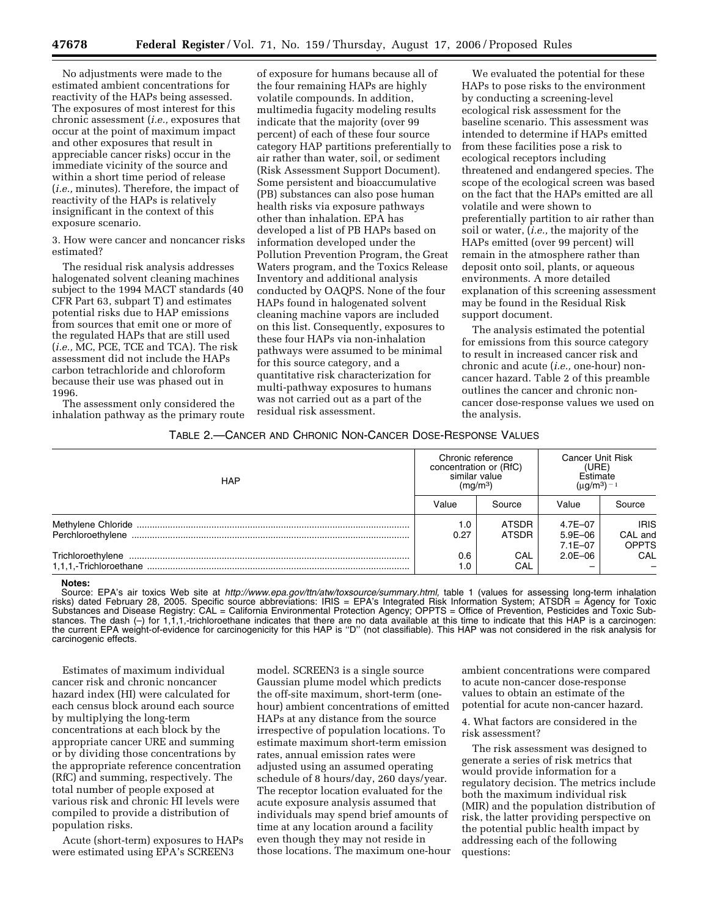No adjustments were made to the estimated ambient concentrations for reactivity of the HAPs being assessed. The exposures of most interest for this chronic assessment (*i.e.,* exposures that occur at the point of maximum impact and other exposures that result in appreciable cancer risks) occur in the immediate vicinity of the source and within a short time period of release (*i.e.,* minutes). Therefore, the impact of reactivity of the HAPs is relatively insignificant in the context of this exposure scenario.

3. How were cancer and noncancer risks estimated?

The residual risk analysis addresses halogenated solvent cleaning machines subject to the 1994 MACT standards (40 CFR Part 63, subpart T) and estimates potential risks due to HAP emissions from sources that emit one or more of the regulated HAPs that are still used (*i.e.,* MC, PCE, TCE and TCA). The risk assessment did not include the HAPs carbon tetrachloride and chloroform because their use was phased out in 1996.

The assessment only considered the inhalation pathway as the primary route of exposure for humans because all of the four remaining HAPs are highly volatile compounds. In addition, multimedia fugacity modeling results indicate that the majority (over 99 percent) of each of these four source category HAP partitions preferentially to air rather than water, soil, or sediment (Risk Assessment Support Document). Some persistent and bioaccumulative (PB) substances can also pose human health risks via exposure pathways other than inhalation. EPA has developed a list of PB HAPs based on information developed under the Pollution Prevention Program, the Great Waters program, and the Toxics Release Inventory and additional analysis conducted by OAQPS. None of the four HAPs found in halogenated solvent cleaning machine vapors are included on this list. Consequently, exposures to these four HAPs via non-inhalation pathways were assumed to be minimal for this source category, and a quantitative risk characterization for multi-pathway exposures to humans was not carried out as a part of the residual risk assessment.

We evaluated the potential for these HAPs to pose risks to the environment by conducting a screening-level ecological risk assessment for the baseline scenario. This assessment was intended to determine if HAPs emitted from these facilities pose a risk to ecological receptors including threatened and endangered species. The scope of the ecological screen was based on the fact that the HAPs emitted are all volatile and were shown to preferentially partition to air rather than soil or water, (*i.e.,* the majority of the HAPs emitted (over 99 percent) will remain in the atmosphere rather than deposit onto soil, plants, or aqueous environments. A more detailed explanation of this screening assessment may be found in the Residual Risk support document.

The analysis estimated the potential for emissions from this source category to result in increased cancer risk and chronic and acute (*i.e.,* one-hour) non-cancer hazard. Table 2 of this preamble outlines the cancer and chronic non-cancer dose-response values we used on the analysis.

TABLE 2.—CANCER AND CHRONIC NON-CANCER DOSE-RESPONSE VALUES

| HAP | Chronic reference concentration or (RfC) similar value (mg/m$^3$) | | Cancer Unit Risk (URE) Estimate ($\mu$g/m$^3$)$^{-1}$ | |
|---|---|---|---|---|
| | Value | Source | Value | Source |
| Methylene Chloride | 1.0 | ATSDR | 4.7E–07 | IRIS |
| Perchloroethylene | 0.27 | ATSDR | 5.9E–06<br>7.1E–07 | CAL and<br>OPPTS |
| Trichloroethylene | 0.6 | CAL | 2.0E–06 | CAL |
| 1,1,1,-Trichloroethane | 1.0 | CAL | – | – |

**Notes:**

Source: EPA's air toxics Web site at *http://www.epa.gov/ttn/atw/toxsource/summary.html,* table 1 (values for assessing long-term inhalation risks) dated February 28, 2005. Specific source abbreviations: IRIS = EPA's Integrated Risk Information System; ATSDR = Agency for Toxic Substances and Disease Registry: CAL = California Environmental Protection Agency; OPPTS = Office of Prevention, Pesticides and Toxic Substances. The dash (–) for 1,1,1,-trichloroethane indicates that there are no data available at this time to indicate that this HAP is a carcinogen: the current EPA weight-of-evidence for carcinogenicity for this HAP is "D" (not classifiable). This HAP was not considered in the risk analysis for carcinogenic effects.

Estimates of maximum individual cancer risk and chronic noncancer hazard index (HI) were calculated for each census block around each source by multiplying the long-term concentrations at each block by the appropriate cancer URE and summing or by dividing those concentrations by the appropriate reference concentration (RfC) and summing, respectively. The total number of people exposed at various risk and chronic HI levels were compiled to provide a distribution of population risks.

Acute (short-term) exposures to HAPs were estimated using EPA's SCREEN3 model. SCREEN3 is a single source Gaussian plume model which predicts the off-site maximum, short-term (one-hour) ambient concentrations of emitted HAPs at any distance from the source irrespective of population locations. To estimate maximum short-term emission rates, annual emission rates were adjusted using an assumed operating schedule of 8 hours/day, 260 days/year. The receptor location evaluated for the acute exposure analysis assumed that individuals may spend brief amounts of time at any location around a facility even though they may not reside in those locations. The maximum one-hour ambient concentrations were compared to acute non-cancer dose-response values to obtain an estimate of the potential for acute non-cancer hazard.

4. What factors are considered in the risk assessment?

The risk assessment was designed to generate a series of risk metrics that would provide information for a regulatory decision. The metrics include both the maximum individual risk (MIR) and the population distribution of risk, the latter providing perspective on the potential public health impact by addressing each of the following questions: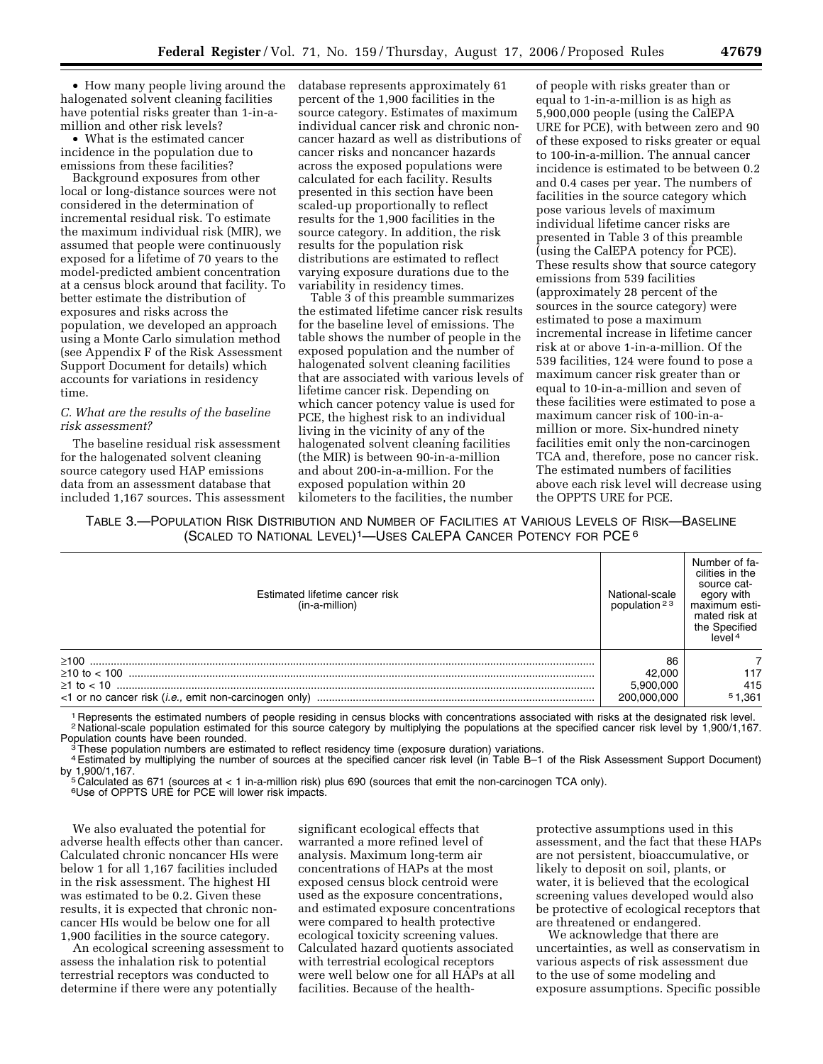- How many people living around the halogenated solvent cleaning facilities have potential risks greater than 1-in-a-million and other risk levels?
- What is the estimated cancer incidence in the population due to emissions from these facilities?

Background exposures from other local or long-distance sources were not considered in the determination of incremental residual risk. To estimate the maximum individual risk (MIR), we assumed that people were continuously exposed for a lifetime of 70 years to the model-predicted ambient concentration at a census block around that facility. To better estimate the distribution of exposures and risks across the population, we developed an approach using a Monte Carlo simulation method (see Appendix F of the Risk Assessment Support Document for details) which accounts for variations in residency time.

### *C. What are the results of the baseline risk assessment?*

The baseline residual risk assessment for the halogenated solvent cleaning source category used HAP emissions data from an assessment database that included 1,167 sources. This assessment database represents approximately 61 percent of the 1,900 facilities in the source category. Estimates of maximum individual cancer risk and chronic non-cancer hazard as well as distributions of cancer risks and noncancer hazards across the exposed populations were calculated for each facility. Results presented in this section have been scaled-up proportionally to reflect results for the 1,900 facilities in the source category. In addition, the risk results for the population risk distributions are estimated to reflect varying exposure durations due to the variability in residency times.

Table 3 of this preamble summarizes the estimated lifetime cancer risk results for the baseline level of emissions. The table shows the number of people in the exposed population and the number of halogenated solvent cleaning facilities that are associated with various levels of lifetime cancer risk. Depending on which cancer potency value is used for PCE, the highest risk to an individual living in the vicinity of any of the halogenated solvent cleaning facilities (the MIR) is between 90-in-a-million and about 200-in-a-million. For the exposed population within 20 kilometers to the facilities, the number of people with risks greater than or equal to 1-in-a-million is as high as 5,900,000 people (using the CalEPA URE for PCE), with between zero and 90 of these exposed to risks greater or equal to 100-in-a-million. The annual cancer incidence is estimated to be between 0.2 and 0.4 cases per year. The numbers of facilities in the source category which pose various levels of maximum individual lifetime cancer risks are presented in Table 3 of this preamble (using the CalEPA potency for PCE). These results show that source category emissions from 539 facilities (approximately 28 percent of the sources in the source category) were estimated to pose a maximum incremental increase in lifetime cancer risk at or above 1-in-a-million. Of the 539 facilities, 124 were found to pose a maximum cancer risk greater than or equal to 10-in-a-million and seven of these facilities were estimated to pose a maximum cancer risk of 100-in-a-million or more. Six-hundred ninety facilities emit only the non-carcinogen TCA and, therefore, pose no cancer risk. The estimated numbers of facilities above each risk level will decrease using the OPPTS URE for PCE.

TABLE 3.—POPULATION RISK DISTRIBUTION AND NUMBER OF FACILITIES AT VARIOUS LEVELS OF RISK—BASELINE (SCALED TO NATIONAL LEVEL)[1]—USES CALEPA CANCER POTENCY FOR PCE[6]

| Estimated lifetime cancer risk (in-a-million) | National-scale population [2,3] | Number of facilities in the source category with maximum estimated risk at the Specified level [4] |
|---|---|---|
| ≥100 | 86 | 7 |
| ≥10 to < 100 | 42,000 | 117 |
| ≥1 to < 10 | 5,900,000 | 415 |
| <1 or no cancer risk (*i.e.,* emit non-carcinogen only) | 200,000,000 | [5] 1,361 |

[1] Represents the estimated numbers of people residing in census blocks with concentrations associated with risks at the designated risk level.
[2] National-scale population estimated for this source category by multiplying the populations at the specified cancer risk level by 1,900/1,167. Population counts have been rounded.
[3] These population numbers are estimated to reflect residency time (exposure duration) variations.
[4] Estimated by multiplying the number of sources at the specified cancer risk level (in Table B–1 of the Risk Assessment Support Document) by 1,900/1,167.
[5] Calculated as 671 (sources at < 1 in-a-million risk) plus 690 (sources that emit the non-carcinogen TCA only).
[6] Use of OPPTS URE for PCE will lower risk impacts.

We also evaluated the potential for adverse health effects other than cancer. Calculated chronic noncancer HIs were below 1 for all 1,167 facilities included in the risk assessment. The highest HI was estimated to be 0.2. Given these results, it is expected that chronic non-cancer HIs would be below one for all 1,900 facilities in the source category.

An ecological screening assessment to assess the inhalation risk to potential terrestrial receptors was conducted to determine if there were any potentially significant ecological effects that warranted a more refined level of analysis. Maximum long-term air concentrations of HAPs at the most exposed census block centroid were used as the exposure concentrations, and estimated exposure concentrations were compared to health protective ecological toxicity screening values. Calculated hazard quotients associated with terrestrial ecological receptors were well below one for all HAPs at all facilities. Because of the health-protective assumptions used in this assessment, and the fact that these HAPs are not persistent, bioaccumulative, or likely to deposit on soil, plants, or water, it is believed that the ecological screening values developed would also be protective of ecological receptors that are threatened or endangered.

We acknowledge that there are uncertainties, as well as conservatism in various aspects of risk assessment due to the use of some modeling and exposure assumptions. Specific possible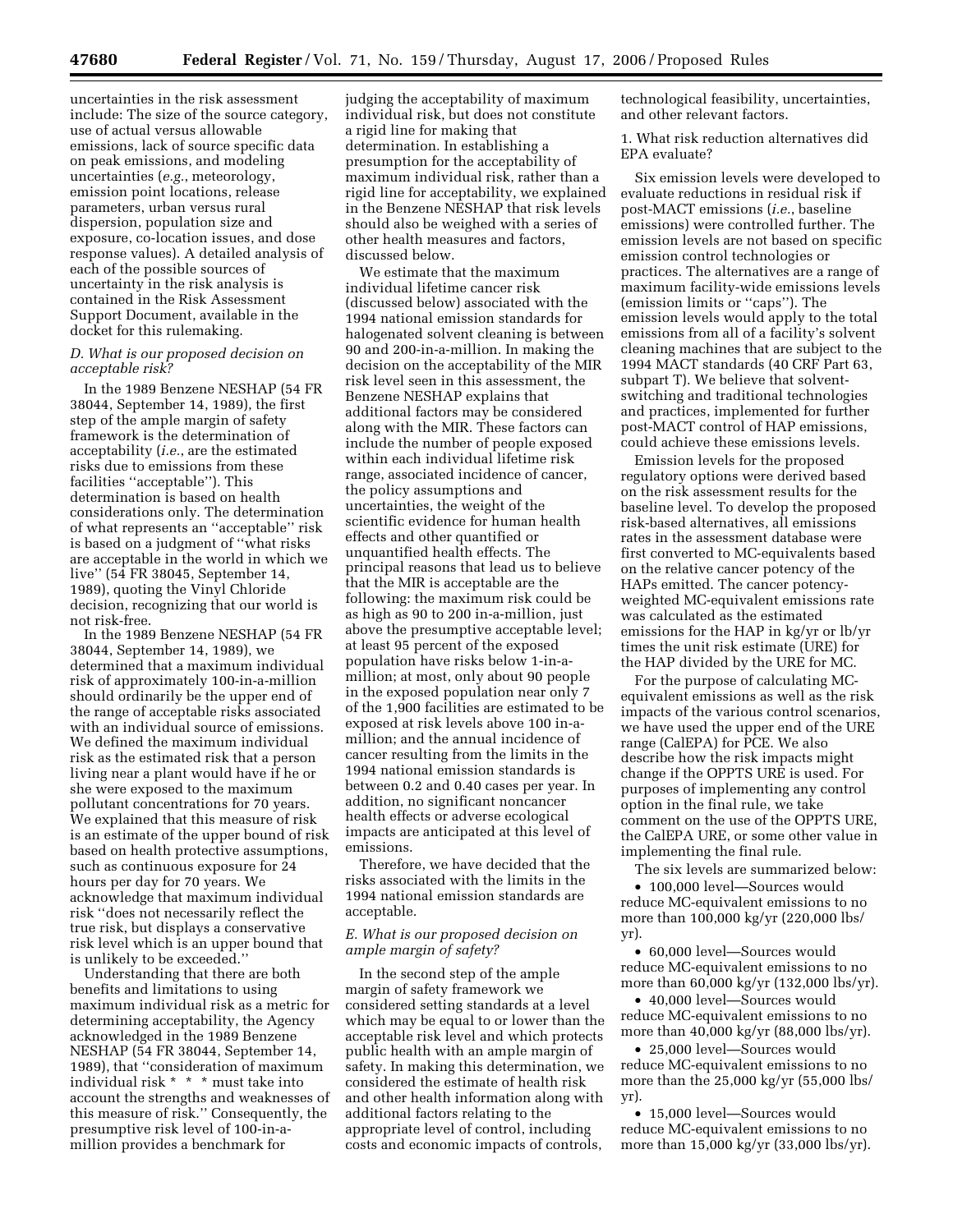uncertainties in the risk assessment include: The size of the source category, use of actual versus allowable emissions, lack of source specific data on peak emissions, and modeling uncertainties (*e.g.*, meteorology, emission point locations, release parameters, urban versus rural dispersion, population size and exposure, co-location issues, and dose response values). A detailed analysis of each of the possible sources of uncertainty in the risk analysis is contained in the Risk Assessment Support Document, available in the docket for this rulemaking.

### *D. What is our proposed decision on acceptable risk?*

In the 1989 Benzene NESHAP (54 FR 38044, September 14, 1989), the first step of the ample margin of safety framework is the determination of acceptability (*i.e.*, are the estimated risks due to emissions from these facilities ''acceptable''). This determination is based on health considerations only. The determination of what represents an ''acceptable'' risk is based on a judgment of ''what risks are acceptable in the world in which we live'' (54 FR 38045, September 14, 1989), quoting the Vinyl Chloride decision, recognizing that our world is not risk-free.

In the 1989 Benzene NESHAP (54 FR 38044, September 14, 1989), we determined that a maximum individual risk of approximately 100-in-a-million should ordinarily be the upper end of the range of acceptable risks associated with an individual source of emissions. We defined the maximum individual risk as the estimated risk that a person living near a plant would have if he or she were exposed to the maximum pollutant concentrations for 70 years. We explained that this measure of risk is an estimate of the upper bound of risk based on health protective assumptions, such as continuous exposure for 24 hours per day for 70 years. We acknowledge that maximum individual risk ''does not necessarily reflect the true risk, but displays a conservative risk level which is an upper bound that is unlikely to be exceeded.''

Understanding that there are both benefits and limitations to using maximum individual risk as a metric for determining acceptability, the Agency acknowledged in the 1989 Benzene NESHAP (54 FR 38044, September 14, 1989), that ''consideration of maximum individual risk * * * must take into account the strengths and weaknesses of this measure of risk.'' Consequently, the presumptive risk level of 100-in-a-million provides a benchmark for judging the acceptability of maximum individual risk, but does not constitute a rigid line for making that determination. In establishing a presumption for the acceptability of maximum individual risk, rather than a rigid line for acceptability, we explained in the Benzene NESHAP that risk levels should also be weighed with a series of other health measures and factors, discussed below.

We estimate that the maximum individual lifetime cancer risk (discussed below) associated with the 1994 national emission standards for halogenated solvent cleaning is between 90 and 200-in-a-million. In making the decision on the acceptability of the MIR risk level seen in this assessment, the Benzene NESHAP explains that additional factors may be considered along with the MIR. These factors can include the number of people exposed within each individual lifetime risk range, associated incidence of cancer, the policy assumptions and uncertainties, the weight of the scientific evidence for human health effects and other quantified or unquantified health effects. The principal reasons that lead us to believe that the MIR is acceptable are the following: the maximum risk could be as high as 90 to 200 in-a-million, just above the presumptive acceptable level; at least 95 percent of the exposed population have risks below 1-in-a-million; at most, only about 90 people in the exposed population near only 7 of the 1,900 facilities are estimated to be exposed at risk levels above 100 in-a-million; and the annual incidence of cancer resulting from the limits in the 1994 national emission standards is between 0.2 and 0.40 cases per year. In addition, no significant noncancer health effects or adverse ecological impacts are anticipated at this level of emissions.

Therefore, we have decided that the risks associated with the limits in the 1994 national emission standards are acceptable.

### *E. What is our proposed decision on ample margin of safety?*

In the second step of the ample margin of safety framework we considered setting standards at a level which may be equal to or lower than the acceptable risk level and which protects public health with an ample margin of safety. In making this determination, we considered the estimate of health risk and other health information along with additional factors relating to the appropriate level of control, including costs and economic impacts of controls, technological feasibility, uncertainties, and other relevant factors.

1. What risk reduction alternatives did EPA evaluate?

Six emission levels were developed to evaluate reductions in residual risk if post-MACT emissions (*i.e.*, baseline emissions) were controlled further. The emission levels are not based on specific emission control technologies or practices. The alternatives are a range of maximum facility-wide emissions levels (emission limits or ''caps''). The emission levels would apply to the total emissions from all of a facility's solvent cleaning machines that are subject to the 1994 MACT standards (40 CRF Part 63, subpart T). We believe that solvent-switching and traditional technologies and practices, implemented for further post-MACT control of HAP emissions, could achieve these emissions levels.

Emission levels for the proposed regulatory options were derived based on the risk assessment results for the baseline level. To develop the proposed risk-based alternatives, all emissions rates in the assessment database were first converted to MC-equivalents based on the relative cancer potency of the HAPs emitted. The cancer potency-weighted MC-equivalent emissions rate was calculated as the estimated emissions for the HAP in kg/yr or lb/yr times the unit risk estimate (URE) for the HAP divided by the URE for MC.

For the purpose of calculating MC-equivalent emissions as well as the risk impacts of the various control scenarios, we have used the upper end of the URE range (CalEPA) for PCE. We also describe how the risk impacts might change if the OPPTS URE is used. For purposes of implementing any control option in the final rule, we take comment on the use of the OPPTS URE, the CalEPA URE, or some other value in implementing the final rule.

The six levels are summarized below:

- 100,000 level—Sources would reduce MC-equivalent emissions to no more than 100,000 kg/yr (220,000 lbs/yr).
- 60,000 level—Sources would reduce MC-equivalent emissions to no more than 60,000 kg/yr (132,000 lbs/yr).
- 40,000 level—Sources would reduce MC-equivalent emissions to no more than 40,000 kg/yr (88,000 lbs/yr).
- 25,000 level—Sources would reduce MC-equivalent emissions to no more than the 25,000 kg/yr (55,000 lbs/yr).
- 15,000 level—Sources would reduce MC-equivalent emissions to no more than 15,000 kg/yr (33,000 lbs/yr).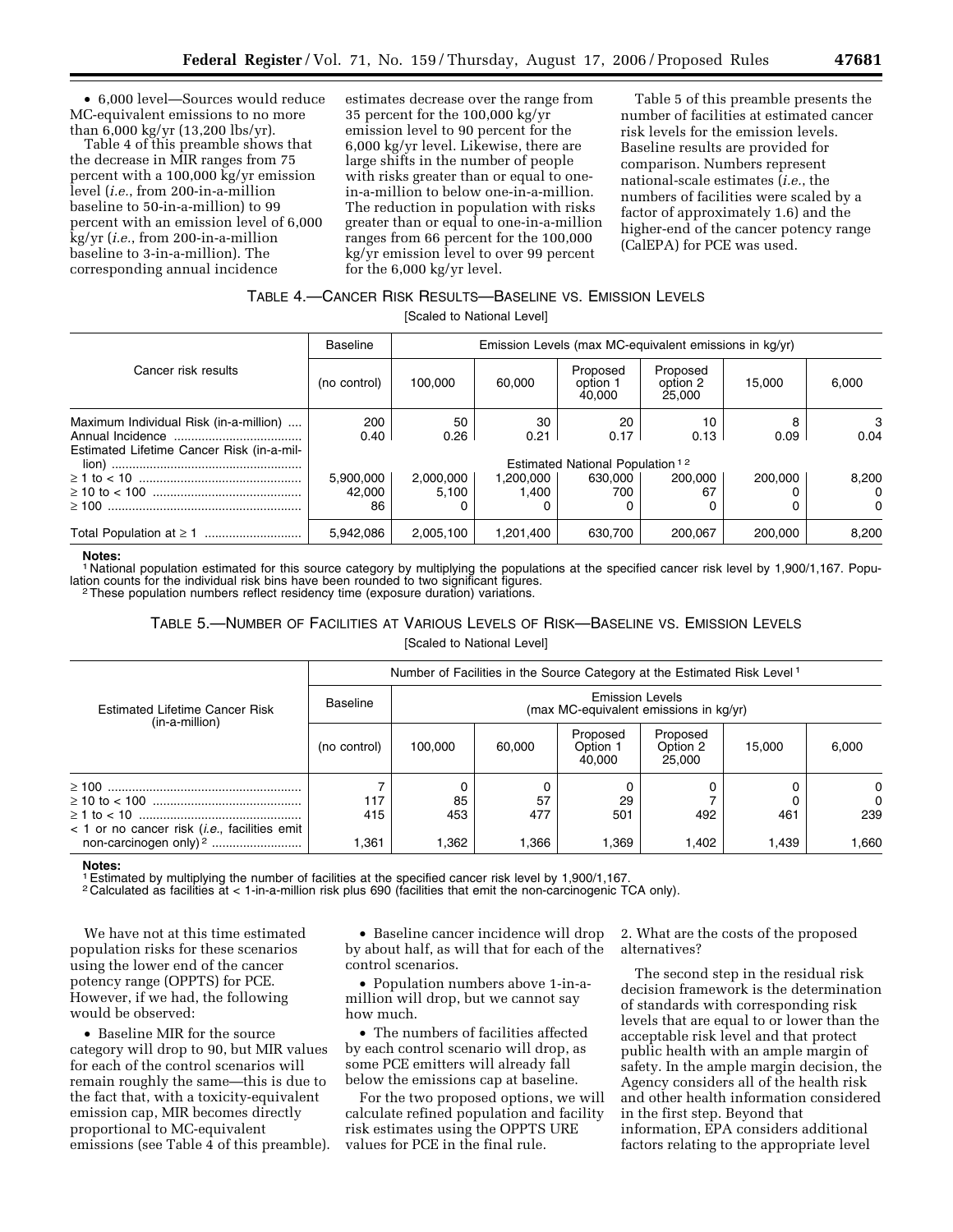• 6,000 level—Sources would reduce MC-equivalent emissions to no more than 6,000 kg/yr (13,200 lbs/yr).

Table 4 of this preamble shows that the decrease in MIR ranges from 75 percent with a 100,000 kg/yr emission level (*i.e.*, from 200-in-a-million baseline to 50-in-a-million) to 99 percent with an emission level of 6,000 kg/yr (*i.e.*, from 200-in-a-million baseline to 3-in-a-million). The corresponding annual incidence estimates decrease over the range from 35 percent for the 100,000 kg/yr emission level to 90 percent for the 6,000 kg/yr level. Likewise, there are large shifts in the number of people with risks greater than or equal to one-in-a-million to below one-in-a-million. The reduction in population with risks greater than or equal to one-in-a-million ranges from 66 percent for the 100,000 kg/yr emission level to over 99 percent for the 6,000 kg/yr level.

Table 5 of this preamble presents the number of facilities at estimated cancer risk levels for the emission levels. Baseline results are provided for comparison. Numbers represent national-scale estimates (*i.e.*, the numbers of facilities were scaled by a factor of approximately 1.6) and the higher-end of the cancer potency range (CalEPA) for PCE was used.

TABLE 4.—CANCER RISK RESULTS—BASELINE VS. EMISSION LEVELS

[Scaled to National Level]

| Cancer risk results | Baseline | Emission Levels (max MC-equivalent emissions in kg/yr) | | | | | |
|---|---|---|---|---|---|---|---|
| | (no control) | 100,000 | 60,000 | Proposed option 1 40,000 | Proposed option 2 25,000 | 15,000 | 6,000 |
| Maximum Individual Risk (in-a-million) | 200 | 50 | 30 | 20 | 10 | 8 | 3 |
| Annual Incidence | 0.40 | 0.26 | 0.21 | 0.17 | 0.13 | 0.09 | 0.04 |
| Estimated Lifetime Cancer Risk (in-a-million) | Estimated National Population [1,2] | | | | | | |
| ≥ 1 to < 10 | 5,900,000 | 2,000,000 | 1,200,000 | 630,000 | 200,000 | 200,000 | 8,200 |
| ≥ 10 to < 100 | 42,000 | 5,100 | 1,400 | 700 | 67 | 0 | 0 |
| ≥ 100 | 86 | 0 | 0 | 0 | 0 | 0 | 0 |
| Total Population at ≥ 1 | 5,942,086 | 2,005,100 | 1,201,400 | 630,700 | 200,067 | 200,000 | 8,200 |

**Notes:**
[1] National population estimated for this source category by multiplying the populations at the specified cancer risk level by 1,900/1,167. Population counts for the individual risk bins have been rounded to two significant figures.
[2] These population numbers reflect residency time (exposure duration) variations.

TABLE 5.—NUMBER OF FACILITIES AT VARIOUS LEVELS OF RISK—BASELINE VS. EMISSION LEVELS

[Scaled to National Level]

| Estimated Lifetime Cancer Risk (in-a-million) | Number of Facilities in the Source Category at the Estimated Risk Level [1] | | | | | | |
|---|---|---|---|---|---|---|---|
| | Baseline | Emission Levels (max MC-equivalent emissions in kg/yr) | | | | | |
| | (no control) | 100,000 | 60,000 | Proposed Option 1 40,000 | Proposed Option 2 25,000 | 15,000 | 6,000 |
| ≥ 100 | 7 | 0 | 0 | 0 | 0 | 0 | 0 |
| ≥ 10 to < 100 | 117 | 85 | 57 | 29 | 7 | 0 | 0 |
| ≥ 1 to < 10 | 415 | 453 | 477 | 501 | 492 | 461 | 239 |
| < 1 or no cancer risk (*i.e.*, facilities emit non-carcinogen only) [2] | 1,361 | 1,362 | 1,366 | 1,369 | 1,402 | 1,439 | 1,660 |

**Notes:**
[1] Estimated by multiplying the number of facilities at the specified cancer risk level by 1,900/1,167.
[2] Calculated as facilities at < 1-in-a-million risk plus 690 (facilities that emit the non-carcinogenic TCA only).

We have not at this time estimated population risks for these scenarios using the lower end of the cancer potency range (OPPTS) for PCE. However, if we had, the following would be observed:

• Baseline MIR for the source category will drop to 90, but MIR values for each of the control scenarios will remain roughly the same—this is due to the fact that, with a toxicity-equivalent emission cap, MIR becomes directly proportional to MC-equivalent emissions (see Table 4 of this preamble).

• Baseline cancer incidence will drop by about half, as will that for each of the control scenarios.

• Population numbers above 1-in-a-million will drop, but we cannot say how much.

• The numbers of facilities affected by each control scenario will drop, as some PCE emitters will already fall below the emissions cap at baseline.

For the two proposed options, we will calculate refined population and facility risk estimates using the OPPTS URE values for PCE in the final rule.

2. What are the costs of the proposed alternatives?

The second step in the residual risk decision framework is the determination of standards with corresponding risk levels that are equal to or lower than the acceptable risk level and that protect public health with an ample margin of safety. In the ample margin decision, the Agency considers all of the health risk and other health information considered in the first step. Beyond that information, EPA considers additional factors relating to the appropriate level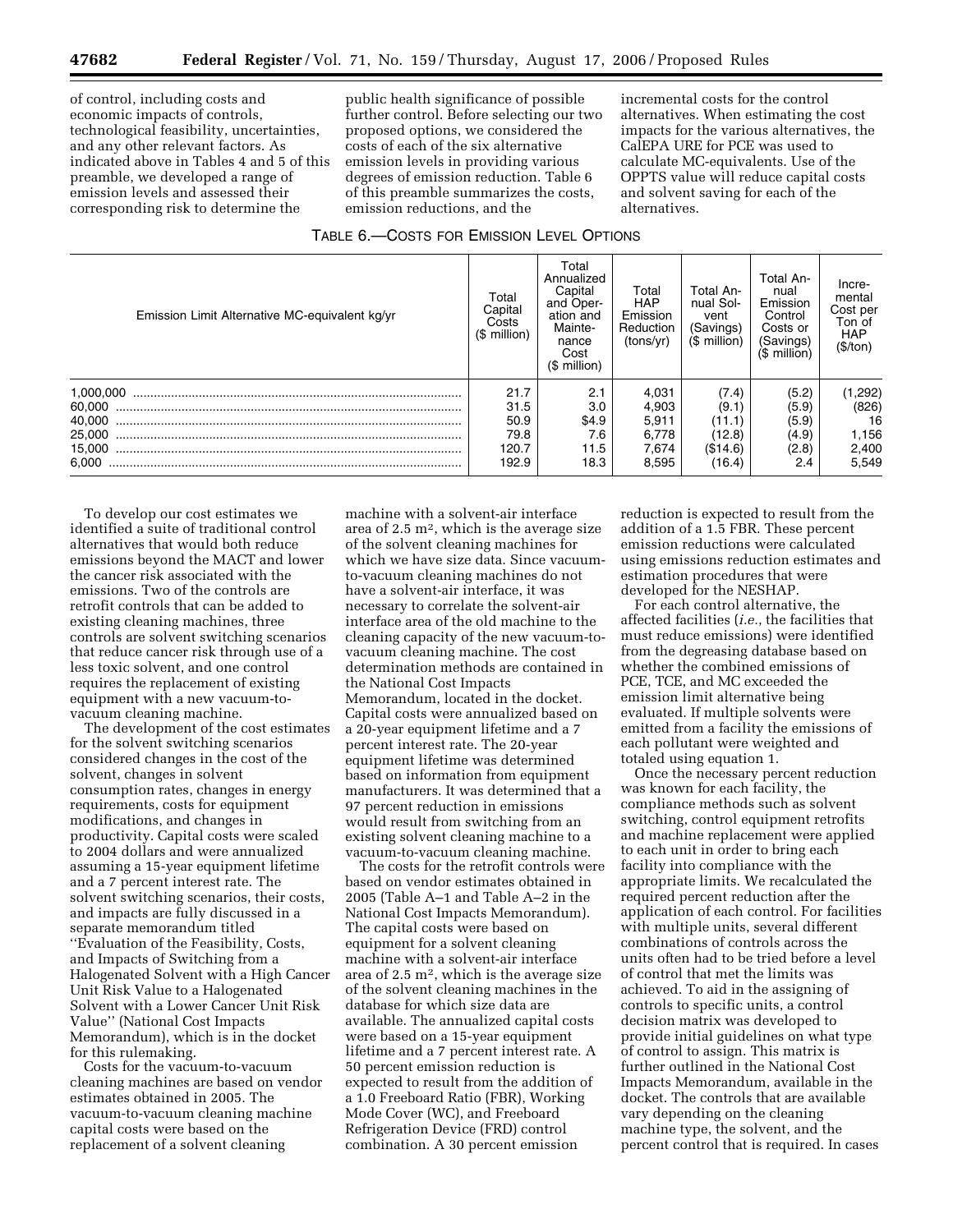of control, including costs and economic impacts of controls, technological feasibility, uncertainties, and any other relevant factors. As indicated above in Tables 4 and 5 of this preamble, we developed a range of emission levels and assessed their corresponding risk to determine the public health significance of possible further control. Before selecting our two proposed options, we considered the costs of each of the six alternative emission levels in providing various degrees of emission reduction. Table 6 of this preamble summarizes the costs, emission reductions, and the incremental costs for the control alternatives. When estimating the cost impacts for the various alternatives, the CalEPA URE for PCE was used to calculate MC-equivalents. Use of the OPPTS value will reduce capital costs and solvent saving for each of the alternatives.

TABLE 6.—COSTS FOR EMISSION LEVEL OPTIONS

| Emission Limit Alternative MC-equivalent kg/yr | Total Capital Costs ($ million) | Total Annualized Capital and Operation and Maintenance Cost ($ million) | Total HAP Emission Reduction (tons/yr) | Total Annual Solvent (Savings) ($ million) | Total Annual Emission Control Costs or (Savings) ($ million) | Incremental Cost per Ton of HAP ($/ton) |
|---|---|---|---|---|---|---|
| 1,000,000 | 21.7 | 2.1 | 4,031 | (7.4) | (5.2) | (1,292) |
| 60,000 | 31.5 | 3.0 | 4,903 | (9.1) | (5.9) | (826) |
| 40,000 | 50.9 | $4.9 | 5,911 | (11.1) | (5.9) | 16 |
| 25,000 | 79.8 | 7.6 | 6,778 | (12.8) | (4.9) | 1,156 |
| 15,000 | 120.7 | 11.5 | 7,674 | ($14.6) | (2.8) | 2,400 |
| 6,000 | 192.9 | 18.3 | 8,595 | (16.4) | 2.4 | 5,549 |

To develop our cost estimates we identified a suite of traditional control alternatives that would both reduce emissions beyond the MACT and lower the cancer risk associated with the emissions. Two of the controls are retrofit controls that can be added to existing cleaning machines, three controls are solvent switching scenarios that reduce cancer risk through use of a less toxic solvent, and one control requires the replacement of existing equipment with a new vacuum-to-vacuum cleaning machine.

The development of the cost estimates for the solvent switching scenarios considered changes in the cost of the solvent, changes in solvent consumption rates, changes in energy requirements, costs for equipment modifications, and changes in productivity. Capital costs were scaled to 2004 dollars and were annualized assuming a 15-year equipment lifetime and a 7 percent interest rate. The solvent switching scenarios, their costs, and impacts are fully discussed in a separate memorandum titled "Evaluation of the Feasibility, Costs, and Impacts of Switching from a Halogenated Solvent with a High Cancer Unit Risk Value to a Halogenated Solvent with a Lower Cancer Unit Risk Value" (National Cost Impacts Memorandum), which is in the docket for this rulemaking.

Costs for the vacuum-to-vacuum cleaning machines are based on vendor estimates obtained in 2005. The vacuum-to-vacuum cleaning machine capital costs were based on the replacement of a solvent cleaning machine with a solvent-air interface area of 2.5 $m^2$, which is the average size of the solvent cleaning machines for which we have size data. Since vacuum-to-vacuum cleaning machines do not have a solvent-air interface, it was necessary to correlate the solvent-air interface area of the old machine to the cleaning capacity of the new vacuum-to-vacuum cleaning machine. The cost determination methods are contained in the National Cost Impacts Memorandum, located in the docket. Capital costs were annualized based on a 20-year equipment lifetime and a 7 percent interest rate. The 20-year equipment lifetime was determined based on information from equipment manufacturers. It was determined that a 97 percent reduction in emissions would result from switching from an existing solvent cleaning machine to a vacuum-to-vacuum cleaning machine.

The costs for the retrofit controls were based on vendor estimates obtained in 2005 (Table A–1 and Table A–2 in the National Cost Impacts Memorandum). The capital costs were based on equipment for a solvent cleaning machine with a solvent-air interface area of 2.5 $m^2$, which is the average size of the solvent cleaning machines in the database for which size data are available. The annualized capital costs were based on a 15-year equipment lifetime and a 7 percent interest rate. A 50 percent emission reduction is expected to result from the addition of a 1.0 Freeboard Ratio (FBR), Working Mode Cover (WC), and Freeboard Refrigeration Device (FRD) control combination. A 30 percent emission reduction is expected to result from the addition of a 1.5 FBR. These percent emission reductions were calculated using emissions reduction estimates and estimation procedures that were developed for the NESHAP.

For each control alternative, the affected facilities (*i.e.*, the facilities that must reduce emissions) were identified from the degreasing database based on whether the combined emissions of PCE, TCE, and MC exceeded the emission limit alternative being evaluated. If multiple solvents were emitted from a facility the emissions of each pollutant were weighted and totaled using equation 1.

Once the necessary percent reduction was known for each facility, the compliance methods such as solvent switching, control equipment retrofits and machine replacement were applied to each unit in order to bring each facility into compliance with the appropriate limits. We recalculated the required percent reduction after the application of each control. For facilities with multiple units, several different combinations of controls across the units often had to be tried before a level of control that met the limits was achieved. To aid in the assigning of controls to specific units, a control decision matrix was developed to provide initial guidelines on what type of control to assign. This matrix is further outlined in the National Cost Impacts Memorandum, available in the docket. The controls that are available vary depending on the cleaning machine type, the solvent, and the percent control that is required. In cases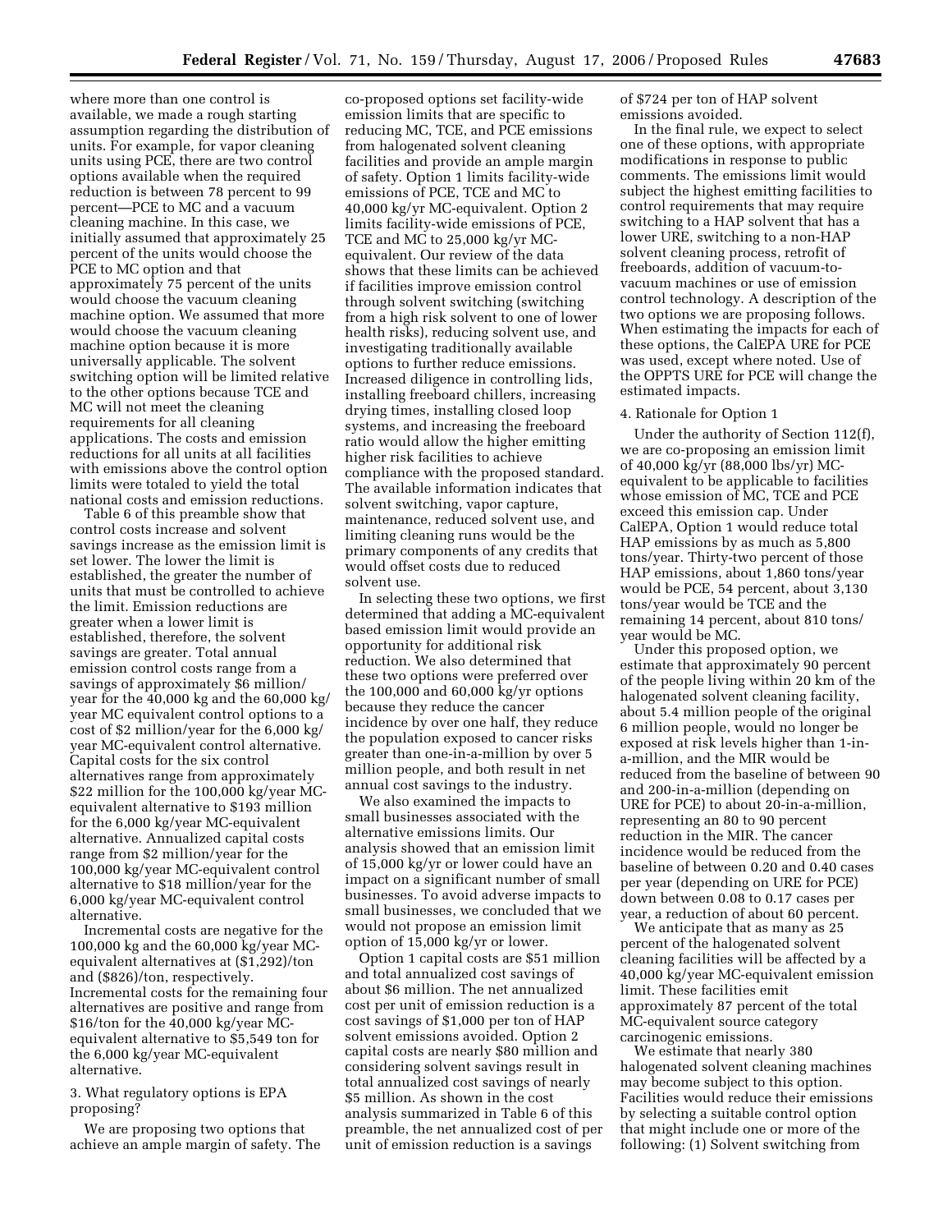where more than one control is available, we made a rough starting assumption regarding the distribution of units. For example, for vapor cleaning units using PCE, there are two control options available when the required reduction is between 78 percent to 99 percent—PCE to MC and a vacuum cleaning machine. In this case, we initially assumed that approximately 25 percent of the units would choose the PCE to MC option and that approximately 75 percent of the units would choose the vacuum cleaning machine option. We assumed that more would choose the vacuum cleaning machine option because it is more universally applicable. The solvent switching option will be limited relative to the other options because TCE and MC will not meet the cleaning requirements for all cleaning applications. The costs and emission reductions for all units at all facilities with emissions above the control option limits were totaled to yield the total national costs and emission reductions.

Table 6 of this preamble show that control costs increase and solvent savings increase as the emission limit is set lower. The lower the limit is established, the greater the number of units that must be controlled to achieve the limit. Emission reductions are greater when a lower limit is established, therefore, the solvent savings are greater. Total annual emission control costs range from a savings of approximately $6 million/year for the 40,000 kg and the 60,000 kg/year MC equivalent control options to a cost of $2 million/year for the 6,000 kg/year MC-equivalent control alternative. Capital costs for the six control alternatives range from approximately $22 million for the 100,000 kg/year MC-equivalent alternative to $193 million for the 6,000 kg/year MC-equivalent alternative. Annualized capital costs range from $2 million/year for the 100,000 kg/year MC-equivalent control alternative to $18 million/year for the 6,000 kg/year MC-equivalent control alternative.

Incremental costs are negative for the 100,000 kg and the 60,000 kg/year MC-equivalent alternatives at ($1,292)/ton and ($826)/ton, respectively. Incremental costs for the remaining four alternatives are positive and range from $16/ton for the 40,000 kg/year MC-equivalent alternative to $5,549 ton for the 6,000 kg/year MC-equivalent alternative.

3. What regulatory options is EPA proposing?

We are proposing two options that achieve an ample margin of safety. The co-proposed options set facility-wide emission limits that are specific to reducing MC, TCE, and PCE emissions from halogenated solvent cleaning facilities and provide an ample margin of safety. Option 1 limits facility-wide emissions of PCE, TCE and MC to 40,000 kg/yr MC-equivalent. Option 2 limits facility-wide emissions of PCE, TCE and MC to 25,000 kg/yr MC-equivalent. Our review of the data shows that these limits can be achieved if facilities improve emission control through solvent switching (switching from a high risk solvent to one of lower health risks), reducing solvent use, and investigating traditionally available options to further reduce emissions. Increased diligence in controlling lids, installing freeboard chillers, increasing drying times, installing closed loop systems, and increasing the freeboard ratio would allow the higher emitting higher risk facilities to achieve compliance with the proposed standard. The available information indicates that solvent switching, vapor capture, maintenance, reduced solvent use, and limiting cleaning runs would be the primary components of any credits that would offset costs due to reduced solvent use.

In selecting these two options, we first determined that adding a MC-equivalent based emission limit would provide an opportunity for additional risk reduction. We also determined that these two options were preferred over the 100,000 and 60,000 kg/yr options because they reduce the cancer incidence by over one half, they reduce the population exposed to cancer risks greater than one-in-a-million by over 5 million people, and both result in net annual cost savings to the industry.

We also examined the impacts to small businesses associated with the alternative emissions limits. Our analysis showed that an emission limit of 15,000 kg/yr or lower could have an impact on a significant number of small businesses. To avoid adverse impacts to small businesses, we concluded that we would not propose an emission limit option of 15,000 kg/yr or lower.

Option 1 capital costs are $51 million and total annualized cost savings of about $6 million. The net annualized cost per unit of emission reduction is a cost savings of $1,000 per ton of HAP solvent emissions avoided. Option 2 capital costs are nearly $80 million and considering solvent savings result in total annualized cost savings of nearly $5 million. As shown in the cost analysis summarized in Table 6 of this preamble, the net annualized cost of per unit of emission reduction is a savings of $724 per ton of HAP solvent emissions avoided.

In the final rule, we expect to select one of these options, with appropriate modifications in response to public comments. The emissions limit would subject the highest emitting facilities to control requirements that may require switching to a HAP solvent that has a lower URE, switching to a non-HAP solvent cleaning process, retrofit of freeboards, addition of vacuum-to-vacuum machines or use of emission control technology. A description of the two options we are proposing follows. When estimating the impacts for each of these options, the CalEPA URE for PCE was used, except where noted. Use of the OPPTS URE for PCE will change the estimated impacts.

4. Rationale for Option 1

Under the authority of Section 112(f), we are co-proposing an emission limit of 40,000 kg/yr (88,000 lbs/yr) MC-equivalent to be applicable to facilities whose emission of MC, TCE and PCE exceed this emission cap. Under CalEPA, Option 1 would reduce total HAP emissions by as much as 5,800 tons/year. Thirty-two percent of those HAP emissions, about 1,860 tons/year would be PCE, 54 percent, about 3,130 tons/year would be TCE and the remaining 14 percent, about 810 tons/year would be MC.

Under this proposed option, we estimate that approximately 90 percent of the people living within 20 km of the halogenated solvent cleaning facility, about 5.4 million people of the original 6 million people, would no longer be exposed at risk levels higher than 1-in-a-million, and the MIR would be reduced from the baseline of between 90 and 200-in-a-million (depending on URE for PCE) to about 20-in-a-million, representing an 80 to 90 percent reduction in the MIR. The cancer incidence would be reduced from the baseline of between 0.20 and 0.40 cases per year (depending on URE for PCE) down between 0.08 to 0.17 cases per year, a reduction of about 60 percent.

We anticipate that as many as 25 percent of the halogenated solvent cleaning facilities will be affected by a 40,000 kg/year MC-equivalent emission limit. These facilities emit approximately 87 percent of the total MC-equivalent source category carcinogenic emissions.

We estimate that nearly 380 halogenated solvent cleaning machines may become subject to this option. Facilities would reduce their emissions by selecting a suitable control option that might include one or more of the following: (1) Solvent switching from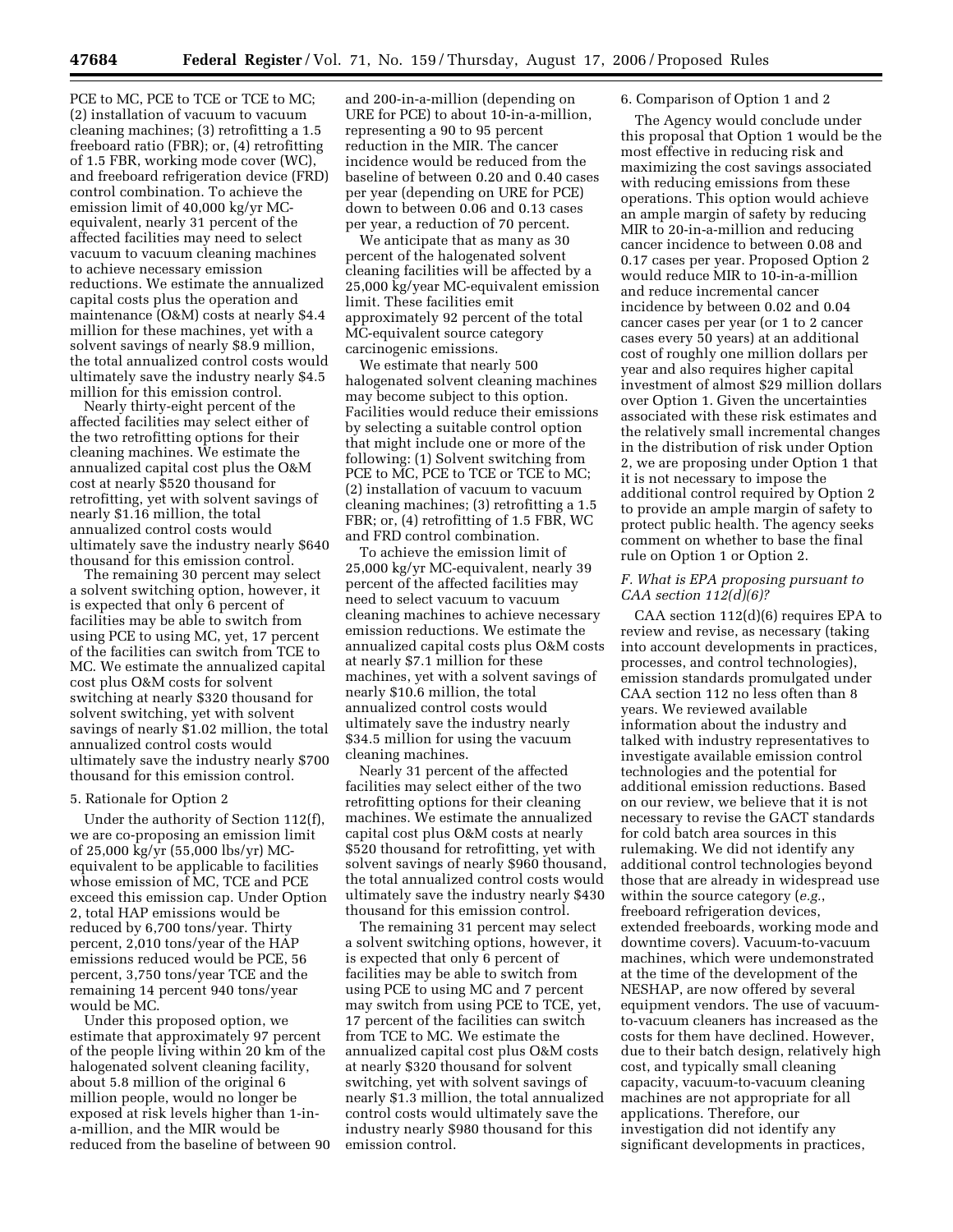PCE to MC, PCE to TCE or TCE to MC; (2) installation of vacuum to vacuum cleaning machines; (3) retrofitting a 1.5 freeboard ratio (FBR); or, (4) retrofitting of 1.5 FBR, working mode cover (WC), and freeboard refrigeration device (FRD) control combination. To achieve the emission limit of 40,000 kg/yr MC-equivalent, nearly 31 percent of the affected facilities may need to select vacuum to vacuum cleaning machines to achieve necessary emission reductions. We estimate the annualized capital costs plus the operation and maintenance (O&M) costs at nearly $4.4 million for these machines, yet with a solvent savings of nearly $8.9 million, the total annualized control costs would ultimately save the industry nearly $4.5 million for this emission control.

Nearly thirty-eight percent of the affected facilities may select either of the two retrofitting options for their cleaning machines. We estimate the annualized capital cost plus the O&M cost at nearly $520 thousand for retrofitting, yet with solvent savings of nearly $1.16 million, the total annualized control costs would ultimately save the industry nearly $640 thousand for this emission control.

The remaining 30 percent may select a solvent switching option, however, it is expected that only 6 percent of facilities may be able to switch from using PCE to using MC, yet, 17 percent of the facilities can switch from TCE to MC. We estimate the annualized capital cost plus O&M costs for solvent switching at nearly $320 thousand for solvent switching, yet with solvent savings of nearly $1.02 million, the total annualized control costs would ultimately save the industry nearly $700 thousand for this emission control.

### 5. Rationale for Option 2

Under the authority of Section 112(f), we are co-proposing an emission limit of 25,000 kg/yr (55,000 lbs/yr) MC-equivalent to be applicable to facilities whose emission of MC, TCE and PCE exceed this emission cap. Under Option 2, total HAP emissions would be reduced by 6,700 tons/year. Thirty percent, 2,010 tons/year of the HAP emissions reduced would be PCE, 56 percent, 3,750 tons/year TCE and the remaining 14 percent 940 tons/year would be MC.

Under this proposed option, we estimate that approximately 97 percent of the people living within 20 km of the halogenated solvent cleaning facility, about 5.8 million of the original 6 million people, would no longer be exposed at risk levels higher than 1-in-a-million, and the MIR would be reduced from the baseline of between 90 and 200-in-a-million (depending on URE for PCE) to about 10-in-a-million, representing a 90 to 95 percent reduction in the MIR. The cancer incidence would be reduced from the baseline of between 0.20 and 0.40 cases per year (depending on URE for PCE) down to between 0.06 and 0.13 cases per year, a reduction of 70 percent.

We anticipate that as many as 30 percent of the halogenated solvent cleaning facilities will be affected by a 25,000 kg/year MC-equivalent emission limit. These facilities emit approximately 92 percent of the total MC-equivalent source category carcinogenic emissions.

We estimate that nearly 500 halogenated solvent cleaning machines may become subject to this option. Facilities would reduce their emissions by selecting a suitable control option that might include one or more of the following: (1) Solvent switching from PCE to MC, PCE to TCE or TCE to MC; (2) installation of vacuum to vacuum cleaning machines; (3) retrofitting a 1.5 FBR; or, (4) retrofitting of 1.5 FBR, WC and FRD control combination.

To achieve the emission limit of 25,000 kg/yr MC-equivalent, nearly 39 percent of the affected facilities may need to select vacuum to vacuum cleaning machines to achieve necessary emission reductions. We estimate the annualized capital costs plus O&M costs at nearly $7.1 million for these machines, yet with a solvent savings of nearly $10.6 million, the total annualized control costs would ultimately save the industry nearly $34.5 million for using the vacuum cleaning machines.

Nearly 31 percent of the affected facilities may select either of the two retrofitting options for their cleaning machines. We estimate the annualized capital cost plus O&M costs at nearly $520 thousand for retrofitting, yet with solvent savings of nearly $960 thousand, the total annualized control costs would ultimately save the industry nearly $430 thousand for this emission control.

The remaining 31 percent may select a solvent switching options, however, it is expected that only 6 percent of facilities may be able to switch from using PCE to using MC and 7 percent may switch from using PCE to TCE, yet, 17 percent of the facilities can switch from TCE to MC. We estimate the annualized capital cost plus O&M costs at nearly $320 thousand for solvent switching, yet with solvent savings of nearly $1.3 million, the total annualized control costs would ultimately save the industry nearly $980 thousand for this emission control.

### 6. Comparison of Option 1 and 2

The Agency would conclude under this proposal that Option 1 would be the most effective in reducing risk and maximizing the cost savings associated with reducing emissions from these operations. This option would achieve an ample margin of safety by reducing MIR to 20-in-a-million and reducing cancer incidence to between 0.08 and 0.17 cases per year. Proposed Option 2 would reduce MIR to 10-in-a-million and reduce incremental cancer incidence by between 0.02 and 0.04 cancer cases per year (or 1 to 2 cancer cases every 50 years) at an additional cost of roughly one million dollars per year and also requires higher capital investment of almost $29 million dollars over Option 1. Given the uncertainties associated with these risk estimates and the relatively small incremental changes in the distribution of risk under Option 2, we are proposing under Option 1 that it is not necessary to impose the additional control required by Option 2 to provide an ample margin of safety to protect public health. The agency seeks comment on whether to base the final rule on Option 1 or Option 2.

## *F. What is EPA proposing pursuant to CAA section 112(d)(6)?*

CAA section 112(d)(6) requires EPA to review and revise, as necessary (taking into account developments in practices, processes, and control technologies), emission standards promulgated under CAA section 112 no less often than 8 years. We reviewed available information about the industry and talked with industry representatives to investigate available emission control technologies and the potential for additional emission reductions. Based on our review, we believe that it is not necessary to revise the GACT standards for cold batch area sources in this rulemaking. We did not identify any additional control technologies beyond those that are already in widespread use within the source category (*e.g.*, freeboard refrigeration devices, extended freeboards, working mode and downtime covers). Vacuum-to-vacuum machines, which were undemonstrated at the time of the development of the NESHAP, are now offered by several equipment vendors. The use of vacuum-to-vacuum cleaners has increased as the costs for them have declined. However, due to their batch design, relatively high cost, and typically small cleaning capacity, vacuum-to-vacuum cleaning machines are not appropriate for all applications. Therefore, our investigation did not identify any significant developments in practices,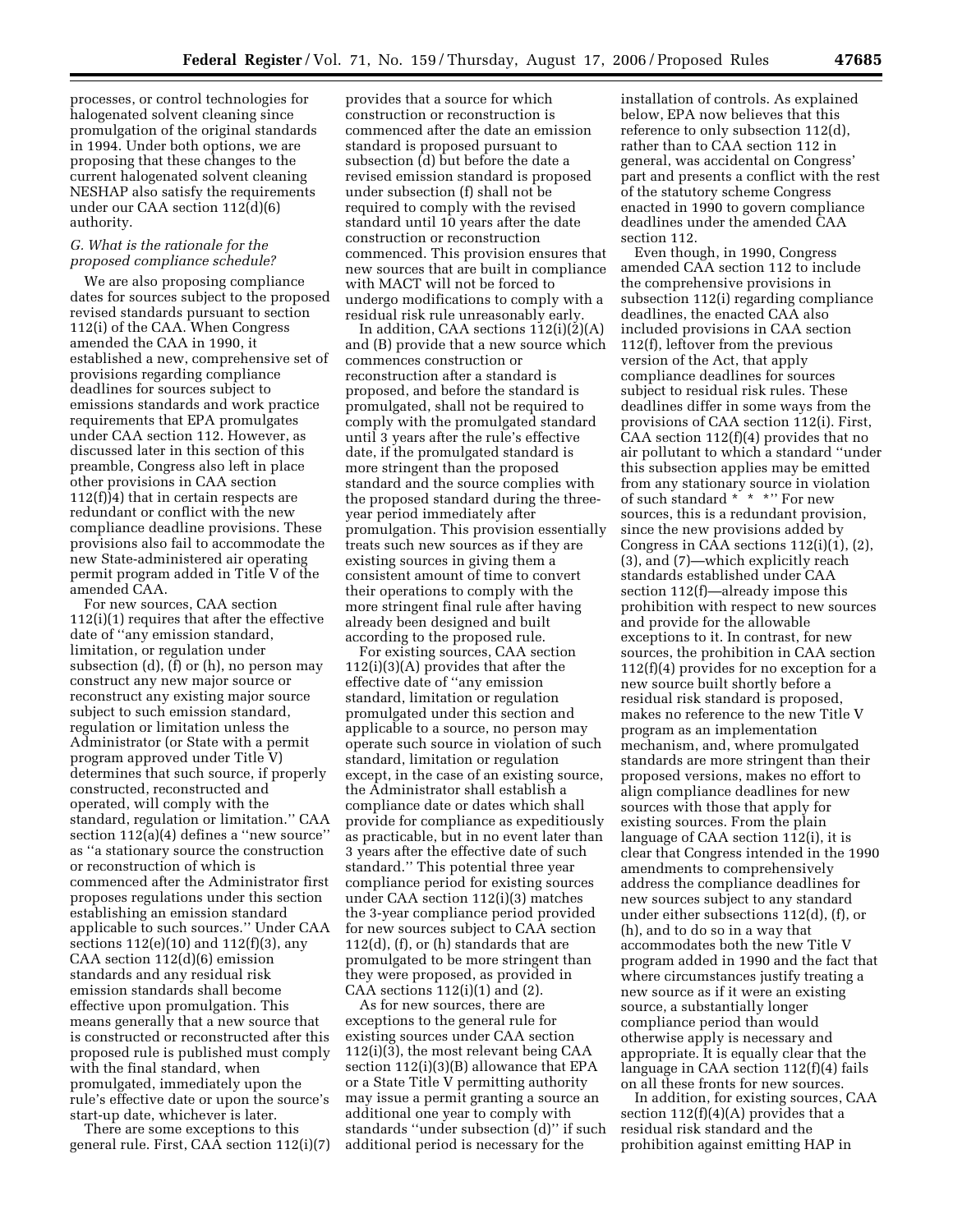processes, or control technologies for halogenated solvent cleaning since promulgation of the original standards in 1994. Under both options, we are proposing that these changes to the current halogenated solvent cleaning NESHAP also satisfy the requirements under our CAA section 112(d)(6) authority.

### G. What is the rationale for the proposed compliance schedule?

We are also proposing compliance dates for sources subject to the proposed revised standards pursuant to section 112(i) of the CAA. When Congress amended the CAA in 1990, it established a new, comprehensive set of provisions regarding compliance deadlines for sources subject to emissions standards and work practice requirements that EPA promulgates under CAA section 112. However, as discussed later in this section of this preamble, Congress also left in place other provisions in CAA section 112(f))4) that in certain respects are redundant or conflict with the new compliance deadline provisions. These provisions also fail to accommodate the new State-administered air operating permit program added in Title V of the amended CAA.

For new sources, CAA section 112(i)(1) requires that after the effective date of ''any emission standard, limitation, or regulation under subsection (d), (f) or (h), no person may construct any new major source or reconstruct any existing major source subject to such emission standard, regulation or limitation unless the Administrator (or State with a permit program approved under Title V) determines that such source, if properly constructed, reconstructed and operated, will comply with the standard, regulation or limitation.'' CAA section 112(a)(4) defines a ''new source'' as ''a stationary source the construction or reconstruction of which is commenced after the Administrator first proposes regulations under this section establishing an emission standard applicable to such sources.'' Under CAA sections 112(e)(10) and 112(f)(3), any CAA section 112(d)(6) emission standards and any residual risk emission standards shall become effective upon promulgation. This means generally that a new source that is constructed or reconstructed after this proposed rule is published must comply with the final standard, when promulgated, immediately upon the rule's effective date or upon the source's start-up date, whichever is later.

There are some exceptions to this general rule. First, CAA section 112(i)(7) provides that a source for which construction or reconstruction is commenced after the date an emission standard is proposed pursuant to subsection (d) but before the date a revised emission standard is proposed under subsection (f) shall not be required to comply with the revised standard until 10 years after the date construction or reconstruction commenced. This provision ensures that new sources that are built in compliance with MACT will not be forced to undergo modifications to comply with a residual risk rule unreasonably early.

In addition, CAA sections 112(i)(2)(A) and (B) provide that a new source which commences construction or reconstruction after a standard is proposed, and before the standard is promulgated, shall not be required to comply with the promulgated standard until 3 years after the rule's effective date, if the promulgated standard is more stringent than the proposed standard and the source complies with the proposed standard during the three-year period immediately after promulgation. This provision essentially treats such new sources as if they are existing sources in giving them a consistent amount of time to convert their operations to comply with the more stringent final rule after having already been designed and built according to the proposed rule.

For existing sources, CAA section 112(i)(3)(A) provides that after the effective date of ''any emission standard, limitation or regulation promulgated under this section and applicable to a source, no person may operate such source in violation of such standard, limitation or regulation except, in the case of an existing source, the Administrator shall establish a compliance date or dates which shall provide for compliance as expeditiously as practicable, but in no event later than 3 years after the effective date of such standard.'' This potential three year compliance period for existing sources under CAA section 112(i)(3) matches the 3-year compliance period provided for new sources subject to CAA section 112(d), (f), or (h) standards that are promulgated to be more stringent than they were proposed, as provided in CAA sections 112(i)(1) and (2).

As for new sources, there are exceptions to the general rule for existing sources under CAA section 112(i)(3), the most relevant being CAA section 112(i)(3)(B) allowance that EPA or a State Title V permitting authority may issue a permit granting a source an additional one year to comply with standards ''under subsection (d)'' if such additional period is necessary for the installation of controls. As explained below, EPA now believes that this reference to only subsection 112(d), rather than to CAA section 112 in general, was accidental on Congress' part and presents a conflict with the rest of the statutory scheme Congress enacted in 1990 to govern compliance deadlines under the amended CAA section 112.

Even though, in 1990, Congress amended CAA section 112 to include the comprehensive provisions in subsection 112(i) regarding compliance deadlines, the enacted CAA also included provisions in CAA section 112(f), leftover from the previous version of the Act, that apply compliance deadlines for sources subject to residual risk rules. These deadlines differ in some ways from the provisions of CAA section 112(i). First, CAA section 112(f)(4) provides that no air pollutant to which a standard ''under this subsection applies may be emitted from any stationary source in violation of such standard * * *'' For new sources, this is a redundant provision, since the new provisions added by Congress in CAA sections 112(i)(1), (2), (3), and (7)—which explicitly reach standards established under CAA section 112(f)—already impose this prohibition with respect to new sources and provide for the allowable exceptions to it. In contrast, for new sources, the prohibition in CAA section 112(f)(4) provides for no exception for a new source built shortly before a residual risk standard is proposed, makes no reference to the new Title V program as an implementation mechanism, and, where promulgated standards are more stringent than their proposed versions, makes no effort to align compliance deadlines for new sources with those that apply for existing sources. From the plain language of CAA section 112(i), it is clear that Congress intended in the 1990 amendments to comprehensively address the compliance deadlines for new sources subject to any standard under either subsections 112(d), (f), or (h), and to do so in a way that accommodates both the new Title V program added in 1990 and the fact that where circumstances justify treating a new source as if it were an existing source, a substantially longer compliance period than would otherwise apply is necessary and appropriate. It is equally clear that the language in CAA section 112(f)(4) fails on all these fronts for new sources.

In addition, for existing sources, CAA section 112(f)(4)(A) provides that a residual risk standard and the prohibition against emitting HAP in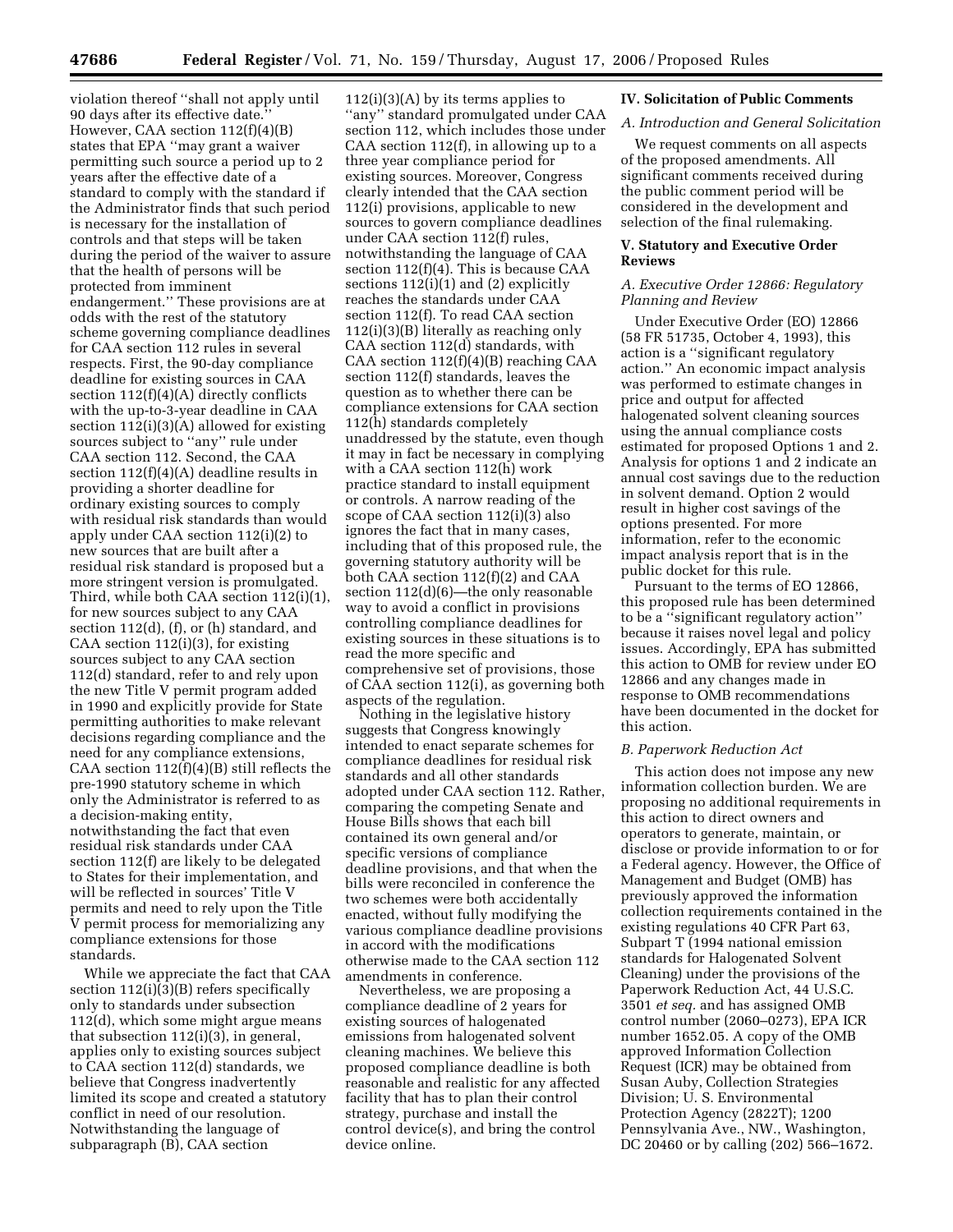violation thereof "shall not apply until 90 days after its effective date." However, CAA section 112(f)(4)(B) states that EPA "may grant a waiver permitting such source a period up to 2 years after the effective date of a standard to comply with the standard if the Administrator finds that such period is necessary for the installation of controls and that steps will be taken during the period of the waiver to assure that the health of persons will be protected from imminent endangerment." These provisions are at odds with the rest of the statutory scheme governing compliance deadlines for CAA section 112 rules in several respects. First, the 90-day compliance deadline for existing sources in CAA section 112(f)(4)(A) directly conflicts with the up-to-3-year deadline in CAA section 112(i)(3)(A) allowed for existing sources subject to "any" rule under CAA section 112. Second, the CAA section 112(f)(4)(A) deadline results in providing a shorter deadline for ordinary existing sources to comply with residual risk standards than would apply under CAA section 112(i)(2) to new sources that are built after a residual risk standard is proposed but a more stringent version is promulgated. Third, while both CAA section 112(i)(1), for new sources subject to any CAA section 112(d), (f), or (h) standard, and CAA section 112(i)(3), for existing sources subject to any CAA section 112(d) standard, refer to and rely upon the new Title V permit program added in 1990 and explicitly provide for State permitting authorities to make relevant decisions regarding compliance and the need for any compliance extensions, CAA section 112(f)(4)(B) still reflects the pre-1990 statutory scheme in which only the Administrator is referred to as a decision-making entity, notwithstanding the fact that even residual risk standards under CAA section 112(f) are likely to be delegated to States for their implementation, and will be reflected in sources' Title V permits and need to rely upon the Title V permit process for memorializing any compliance extensions for those standards.

While we appreciate the fact that CAA section 112(i)(3)(B) refers specifically only to standards under subsection 112(d), which some might argue means that subsection 112(i)(3), in general, applies only to existing sources subject to CAA section 112(d) standards, we believe that Congress inadvertently limited its scope and created a statutory conflict in need of our resolution. Notwithstanding the language of subparagraph (B), CAA section 112(i)(3)(A) by its terms applies to "any" standard promulgated under CAA section 112, which includes those under CAA section 112(f), in allowing up to a three year compliance period for existing sources. Moreover, Congress clearly intended that the CAA section 112(i) provisions, applicable to new sources to govern compliance deadlines under CAA section 112(f) rules, notwithstanding the language of CAA section 112(f)(4). This is because CAA sections 112(i)(1) and (2) explicitly reaches the standards under CAA section 112(f). To read CAA section 112(i)(3)(B) literally as reaching only CAA section 112(d) standards, with CAA section 112(f)(4)(B) reaching CAA section 112(f) standards, leaves the question as to whether there can be compliance extensions for CAA section 112(h) standards completely unaddressed by the statute, even though it may in fact be necessary in complying with a CAA section 112(h) work practice standard to install equipment or controls. A narrow reading of the scope of CAA section 112(i)(3) also ignores the fact that in many cases, including that of this proposed rule, the governing statutory authority will be both CAA section 112(f)(2) and CAA section 112(d)(6)—the only reasonable way to avoid a conflict in provisions controlling compliance deadlines for existing sources in these situations is to read the more specific and comprehensive set of provisions, those of CAA section 112(i), as governing both aspects of the regulation.

Nothing in the legislative history suggests that Congress knowingly intended to enact separate schemes for compliance deadlines for residual risk standards and all other standards adopted under CAA section 112. Rather, comparing the competing Senate and House Bills shows that each bill contained its own general and/or specific versions of compliance deadline provisions, and that when the bills were reconciled in conference the two schemes were both accidentally enacted, without fully modifying the various compliance deadline provisions in accord with the modifications otherwise made to the CAA section 112 amendments in conference.

Nevertheless, we are proposing a compliance deadline of 2 years for existing sources of halogenated emissions from halogenated solvent cleaning machines. We believe this proposed compliance deadline is both reasonable and realistic for any affected facility that has to plan their control strategy, purchase and install the control device(s), and bring the control device online.

## IV. Solicitation of Public Comments

### A. Introduction and General Solicitation

We request comments on all aspects of the proposed amendments. All significant comments received during the public comment period will be considered in the development and selection of the final rulemaking.

## V. Statutory and Executive Order Reviews

### A. Executive Order 12866: Regulatory Planning and Review

Under Executive Order (EO) 12866 (58 FR 51735, October 4, 1993), this action is a "significant regulatory action." An economic impact analysis was performed to estimate changes in price and output for affected halogenated solvent cleaning sources using the annual compliance costs estimated for proposed Options 1 and 2. Analysis for options 1 and 2 indicate an annual cost savings due to the reduction in solvent demand. Option 2 would result in higher cost savings of the options presented. For more information, refer to the economic impact analysis report that is in the public docket for this rule.

Pursuant to the terms of EO 12866, this proposed rule has been determined to be a "significant regulatory action" because it raises novel legal and policy issues. Accordingly, EPA has submitted this action to OMB for review under EO 12866 and any changes made in response to OMB recommendations have been documented in the docket for this action.

### B. Paperwork Reduction Act

This action does not impose any new information collection burden. We are proposing no additional requirements in this action to direct owners and operators to generate, maintain, or disclose or provide information to or for a Federal agency. However, the Office of Management and Budget (OMB) has previously approved the information collection requirements contained in the existing regulations 40 CFR Part 63, Subpart T (1994 national emission standards for Halogenated Solvent Cleaning) under the provisions of the Paperwork Reduction Act, 44 U.S.C. 3501 *et seq.* and has assigned OMB control number (2060–0273), EPA ICR number 1652.05. A copy of the OMB approved Information Collection Request (ICR) may be obtained from Susan Auby, Collection Strategies Division; U. S. Environmental Protection Agency (2822T); 1200 Pennsylvania Ave., NW., Washington, DC 20460 or by calling (202) 566–1672.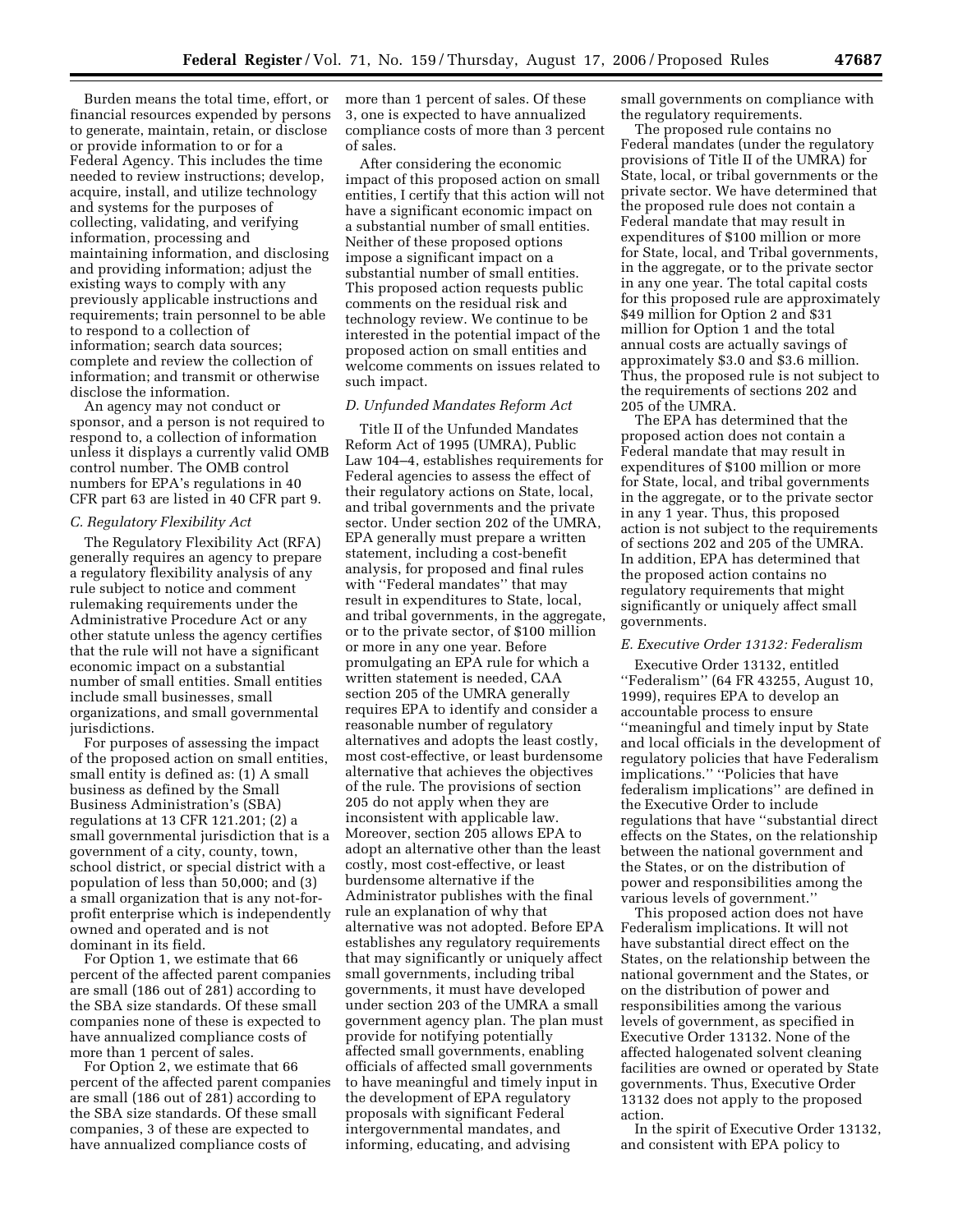Burden means the total time, effort, or financial resources expended by persons to generate, maintain, retain, or disclose or provide information to or for a Federal Agency. This includes the time needed to review instructions; develop, acquire, install, and utilize technology and systems for the purposes of collecting, validating, and verifying information, processing and maintaining information, and disclosing and providing information; adjust the existing ways to comply with any previously applicable instructions and requirements; train personnel to be able to respond to a collection of information; search data sources; complete and review the collection of information; and transmit or otherwise disclose the information.

An agency may not conduct or sponsor, and a person is not required to respond to, a collection of information unless it displays a currently valid OMB control number. The OMB control numbers for EPA's regulations in 40 CFR part 63 are listed in 40 CFR part 9.

### C. Regulatory Flexibility Act

The Regulatory Flexibility Act (RFA) generally requires an agency to prepare a regulatory flexibility analysis of any rule subject to notice and comment rulemaking requirements under the Administrative Procedure Act or any other statute unless the agency certifies that the rule will not have a significant economic impact on a substantial number of small entities. Small entities include small businesses, small organizations, and small governmental jurisdictions.

For purposes of assessing the impact of the proposed action on small entities, small entity is defined as: (1) A small business as defined by the Small Business Administration's (SBA) regulations at 13 CFR 121.201; (2) a small governmental jurisdiction that is a government of a city, county, town, school district, or special district with a population of less than 50,000; and (3) a small organization that is any not-for-profit enterprise which is independently owned and operated and is not dominant in its field.

For Option 1, we estimate that 66 percent of the affected parent companies are small (186 out of 281) according to the SBA size standards. Of these small companies none of these is expected to have annualized compliance costs of more than 1 percent of sales.

For Option 2, we estimate that 66 percent of the affected parent companies are small (186 out of 281) according to the SBA size standards. Of these small companies, 3 of these are expected to have annualized compliance costs of more than 1 percent of sales. Of these 3, one is expected to have annualized compliance costs of more than 3 percent of sales.

After considering the economic impact of this proposed action on small entities, I certify that this action will not have a significant economic impact on a substantial number of small entities. Neither of these proposed options impose a significant impact on a substantial number of small entities. This proposed action requests public comments on the residual risk and technology review. We continue to be interested in the potential impact of the proposed action on small entities and welcome comments on issues related to such impact.

### D. Unfunded Mandates Reform Act

Title II of the Unfunded Mandates Reform Act of 1995 (UMRA), Public Law 104–4, establishes requirements for Federal agencies to assess the effect of their regulatory actions on State, local, and tribal governments and the private sector. Under section 202 of the UMRA, EPA generally must prepare a written statement, including a cost-benefit analysis, for proposed and final rules with "Federal mandates" that may result in expenditures to State, local, and tribal governments, in the aggregate, or to the private sector, of $100 million or more in any one year. Before promulgating an EPA rule for which a written statement is needed, CAA section 205 of the UMRA generally requires EPA to identify and consider a reasonable number of regulatory alternatives and adopts the least costly, most cost-effective, or least burdensome alternative that achieves the objectives of the rule. The provisions of section 205 do not apply when they are inconsistent with applicable law. Moreover, section 205 allows EPA to adopt an alternative other than the least costly, most cost-effective, or least burdensome alternative if the Administrator publishes with the final rule an explanation of why that alternative was not adopted. Before EPA establishes any regulatory requirements that may significantly or uniquely affect small governments, including tribal governments, it must have developed under section 203 of the UMRA a small government agency plan. The plan must provide for notifying potentially affected small governments, enabling officials of affected small governments to have meaningful and timely input in the development of EPA regulatory proposals with significant Federal intergovernmental mandates, and informing, educating, and advising small governments on compliance with the regulatory requirements.

The proposed rule contains no Federal mandates (under the regulatory provisions of Title II of the UMRA) for State, local, or tribal governments or the private sector. We have determined that the proposed rule does not contain a Federal mandate that may result in expenditures of $100 million or more for State, local, and Tribal governments, in the aggregate, or to the private sector in any one year. The total capital costs for this proposed rule are approximately $49 million for Option 2 and $31 million for Option 1 and the total annual costs are actually savings of approximately $3.0 and $3.6 million. Thus, the proposed rule is not subject to the requirements of sections 202 and 205 of the UMRA.

The EPA has determined that the proposed action does not contain a Federal mandate that may result in expenditures of $100 million or more for State, local, and tribal governments in the aggregate, or to the private sector in any 1 year. Thus, this proposed action is not subject to the requirements of sections 202 and 205 of the UMRA. In addition, EPA has determined that the proposed action contains no regulatory requirements that might significantly or uniquely affect small governments.

### E. Executive Order 13132: Federalism

Executive Order 13132, entitled "Federalism" (64 FR 43255, August 10, 1999), requires EPA to develop an accountable process to ensure "meaningful and timely input by State and local officials in the development of regulatory policies that have Federalism implications." "Policies that have federalism implications" are defined in the Executive Order to include regulations that have "substantial direct effects on the States, on the relationship between the national government and the States, or on the distribution of power and responsibilities among the various levels of government."

This proposed action does not have Federalism implications. It will not have substantial direct effect on the States, on the relationship between the national government and the States, or on the distribution of power and responsibilities among the various levels of government, as specified in Executive Order 13132. None of the affected halogenated solvent cleaning facilities are owned or operated by State governments. Thus, Executive Order 13132 does not apply to the proposed action.

In the spirit of Executive Order 13132, and consistent with EPA policy to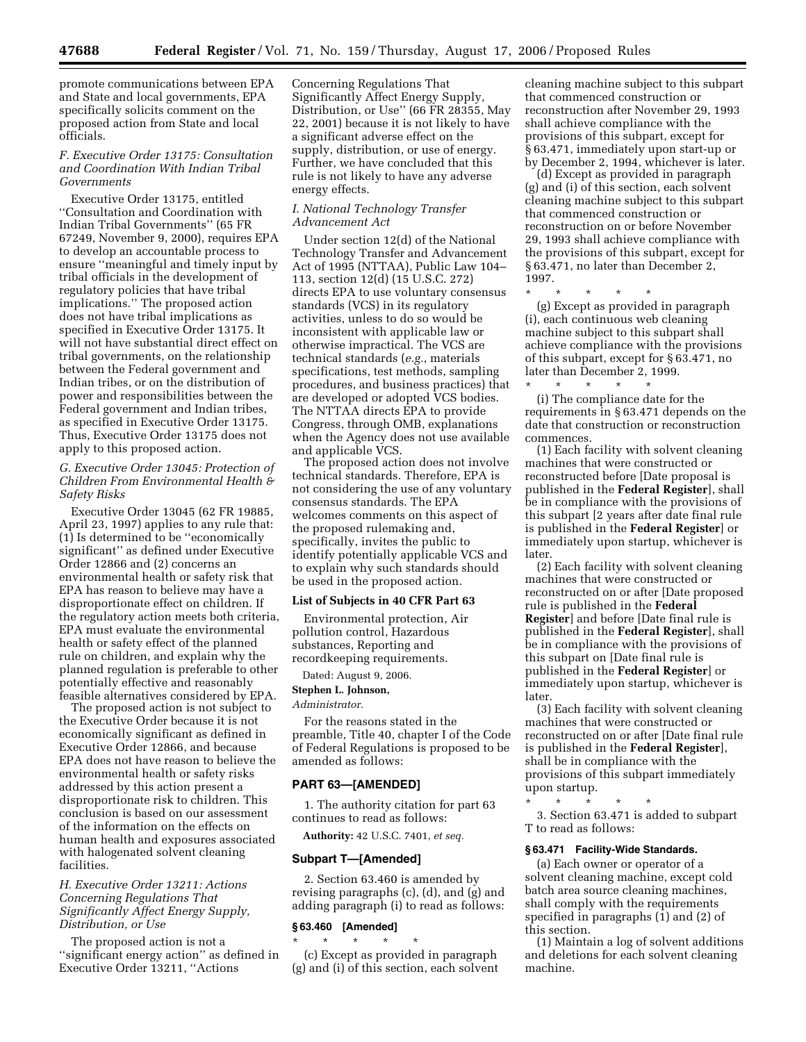promote communications between EPA and State and local governments, EPA specifically solicits comment on the proposed action from State and local officials.

### *F. Executive Order 13175: Consultation and Coordination With Indian Tribal Governments*

Executive Order 13175, entitled ''Consultation and Coordination with Indian Tribal Governments'' (65 FR 67249, November 9, 2000), requires EPA to develop an accountable process to ensure ''meaningful and timely input by tribal officials in the development of regulatory policies that have tribal implications.'' The proposed action does not have tribal implications as specified in Executive Order 13175. It will not have substantial direct effect on tribal governments, on the relationship between the Federal government and Indian tribes, or on the distribution of power and responsibilities between the Federal government and Indian tribes, as specified in Executive Order 13175. Thus, Executive Order 13175 does not apply to this proposed action.

### *G. Executive Order 13045: Protection of Children From Environmental Health & Safety Risks*

Executive Order 13045 (62 FR 19885, April 23, 1997) applies to any rule that: (1) Is determined to be ''economically significant'' as defined under Executive Order 12866 and (2) concerns an environmental health or safety risk that EPA has reason to believe may have a disproportionate effect on children. If the regulatory action meets both criteria, EPA must evaluate the environmental health or safety effect of the planned rule on children, and explain why the planned regulation is preferable to other potentially effective and reasonably feasible alternatives considered by EPA.

The proposed action is not subject to the Executive Order because it is not economically significant as defined in Executive Order 12866, and because EPA does not have reason to believe the environmental health or safety risks addressed by this action present a disproportionate risk to children. This conclusion is based on our assessment of the information on the effects on human health and exposures associated with halogenated solvent cleaning facilities.

### *H. Executive Order 13211: Actions Concerning Regulations That Significantly Affect Energy Supply, Distribution, or Use*

The proposed action is not a ''significant energy action'' as defined in Executive Order 13211, ''Actions Concerning Regulations That Significantly Affect Energy Supply, Distribution, or Use'' (66 FR 28355, May 22, 2001) because it is not likely to have a significant adverse effect on the supply, distribution, or use of energy. Further, we have concluded that this rule is not likely to have any adverse energy effects.

### *I. National Technology Transfer Advancement Act*

Under section 12(d) of the National Technology Transfer and Advancement Act of 1995 (NTTAA), Public Law 104–113, section 12(d) (15 U.S.C. 272) directs EPA to use voluntary consensus standards (VCS) in its regulatory activities, unless to do so would be inconsistent with applicable law or otherwise impractical. The VCS are technical standards (*e.g.*, materials specifications, test methods, sampling procedures, and business practices) that are developed or adopted VCS bodies. The NTTAA directs EPA to provide Congress, through OMB, explanations when the Agency does not use available and applicable VCS.

The proposed action does not involve technical standards. Therefore, EPA is not considering the use of any voluntary consensus standards. The EPA welcomes comments on this aspect of the proposed rulemaking and, specifically, invites the public to identify potentially applicable VCS and to explain why such standards should be used in the proposed action.

**List of Subjects in 40 CFR Part 63**

Environmental protection, Air pollution control, Hazardous substances, Reporting and recordkeeping requirements.

Dated: August 9, 2006.

**Stephen L. Johnson,**

*Administrator.*

For the reasons stated in the preamble, Title 40, chapter I of the Code of Federal Regulations is proposed to be amended as follows:

## PART 63—[AMENDED]

1. The authority citation for part 63 continues to read as follows:

**Authority:** 42 U.S.C. 7401, *et seq.*

### Subpart T—[Amended]

2. Section 63.460 is amended by revising paragraphs (c), (d), and (g) and adding paragraph (i) to read as follows:

#### § 63.460 [Amended]

\* \* \* \* \*

(c) Except as provided in paragraph (g) and (i) of this section, each solvent cleaning machine subject to this subpart that commenced construction or reconstruction after November 29, 1993 shall achieve compliance with the provisions of this subpart, except for § 63.471, immediately upon start-up or by December 2, 1994, whichever is later.

(d) Except as provided in paragraph (g) and (i) of this section, each solvent cleaning machine subject to this subpart that commenced construction or reconstruction on or before November 29, 1993 shall achieve compliance with the provisions of this subpart, except for § 63.471, no later than December 2, 1997.

\* \* \* \* \*

(g) Except as provided in paragraph (i), each continuous web cleaning machine subject to this subpart shall achieve compliance with the provisions of this subpart, except for § 63.471, no later than December 2, 1999.

\* \* \* \* \*

(i) The compliance date for the requirements in § 63.471 depends on the date that construction or reconstruction commences.

(1) Each facility with solvent cleaning machines that were constructed or reconstructed before [Date proposal is published in the **Federal Register**], shall be in compliance with the provisions of this subpart [2 years after date final rule is published in the **Federal Register**] or immediately upon startup, whichever is later.

(2) Each facility with solvent cleaning machines that were constructed or reconstructed on or after [Date proposed rule is published in the **Federal Register**] and before [Date final rule is published in the **Federal Register**], shall be in compliance with the provisions of this subpart on [Date final rule is published in the **Federal Register**] or immediately upon startup, whichever is later.

(3) Each facility with solvent cleaning machines that were constructed or reconstructed on or after [Date final rule is published in the **Federal Register**], shall be in compliance with the provisions of this subpart immediately upon startup.

\* \* \* \* \*

3. Section 63.471 is added to subpart T to read as follows:

#### § 63.471 Facility-Wide Standards.

(a) Each owner or operator of a solvent cleaning machine, except cold batch area source cleaning machines, shall comply with the requirements specified in paragraphs (1) and (2) of this section.

(1) Maintain a log of solvent additions and deletions for each solvent cleaning machine.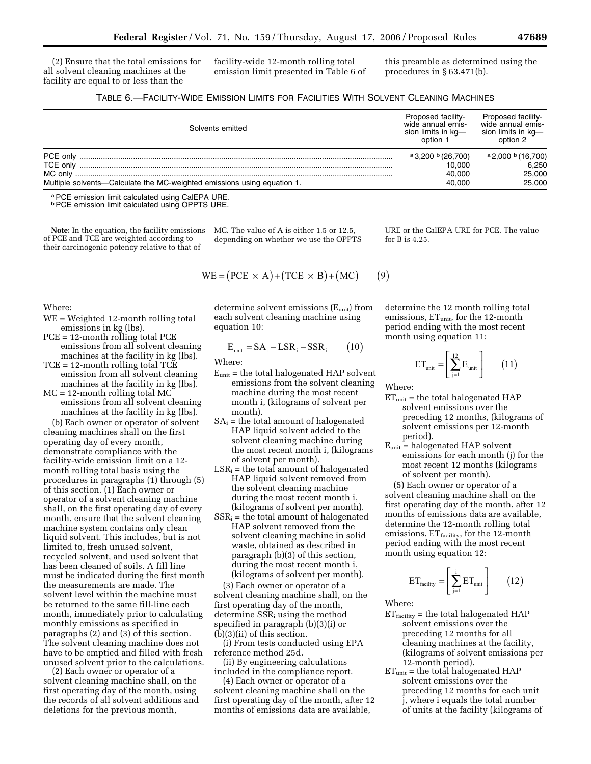(2) Ensure that the total emissions for all solvent cleaning machines at the facility are equal to or less than the facility-wide 12-month rolling total emission limit presented in Table 6 of this preamble as determined using the procedures in § 63.471(b).

TABLE 6.—FACILITY-WIDE EMISSION LIMITS FOR FACILITIES WITH SOLVENT CLEANING MACHINES

| Solvents emitted | Proposed facility-wide annual emission limits in kg—option 1 | Proposed facility-wide annual emission limits in kg—option 2 |
|---|---|---|
| PCE only | [a] 3,200 [b] (26,700) | [a] 2,000 [b] (16,700) |
| TCE only | 10,000 | 6,250 |
| MC only | 40,000 | 25,000 |
| Multiple solvents—Calculate the MC-weighted emissions using equation 1. | 40,000 | 25,000 |

[a] PCE emission limit calculated using CalEPA URE.
[b] PCE emission limit calculated using OPPTS URE.

**Note:** In the equation, the facility emissions of PCE and TCE are weighted according to their carcinogenic potency relative to that of MC. The value of A is either 1.5 or 12.5, depending on whether we use the OPPTS URE or the CalEPA URE for PCE. The value for B is 4.25.

$$WE = (PCE \times A) + (TCE \times B) + (MC) \qquad (9)$$

Where:

WE = Weighted 12-month rolling total emissions in kg (lbs).

PCE = 12-month rolling total PCE emissions from all solvent cleaning machines at the facility in kg (lbs).

TCE = 12-month rolling total TCE emission from all solvent cleaning machines at the facility in kg (lbs).

MC = 12-month rolling total MC emissions from all solvent cleaning machines at the facility in kg (lbs).

(b) Each owner or operator of solvent cleaning machines shall on the first operating day of every month, demonstrate compliance with the facility-wide emission limit on a 12-month rolling total basis using the procedures in paragraphs (1) through (5) of this section. (1) Each owner or operator of a solvent cleaning machine shall, on the first operating day of every month, ensure that the solvent cleaning machine system contains only clean liquid solvent. This includes, but is not limited to, fresh unused solvent, recycled solvent, and used solvent that has been cleaned of soils. A fill line must be indicated during the first month the measurements are made. The solvent level within the machine must be returned to the same fill-line each month, immediately prior to calculating monthly emissions as specified in paragraphs (2) and (3) of this section. The solvent cleaning machine does not have to be emptied and filled with fresh unused solvent prior to the calculations.

(2) Each owner or operator of a solvent cleaning machine shall, on the first operating day of the month, using the records of all solvent additions and deletions for the previous month, determine solvent emissions ($E_{unit}$) from each solvent cleaning machine using equation 10:

$$E_{unit} = SA_i - LSR_i - SSR_i \qquad (10)$$

Where:

$E_{unit}$ = the total halogenated HAP solvent emissions from the solvent cleaning machine during the most recent month i, (kilograms of solvent per month).

$SA_i$ = the total amount of halogenated HAP liquid solvent added to the solvent cleaning machine during the most recent month i, (kilograms of solvent per month).

$LSR_i$ = the total amount of halogenated HAP liquid solvent removed from the solvent cleaning machine during the most recent month i, (kilograms of solvent per month).

$SSR_i$ = the total amount of halogenated HAP solvent removed from the solvent cleaning machine in solid waste, obtained as described in paragraph (b)(3) of this section, during the most recent month i, (kilograms of solvent per month).

(3) Each owner or operator of a solvent cleaning machine shall, on the first operating day of the month, determine $SSR_i$ using the method specified in paragraph (b)(3)(i) or (b)(3)(ii) of this section.

(i) From tests conducted using EPA reference method 25d.

(ii) By engineering calculations included in the compliance report.

(4) Each owner or operator of a solvent cleaning machine shall on the first operating day of the month, after 12 months of emissions data are available, determine the 12 month rolling total emissions, $ET_{unit}$, for the 12-month period ending with the most recent month using equation 11:

$$ET_{unit} = \left[ \sum_{j=1}^{12} E_{unit} \right] \qquad (11)$$

Where:

$ET_{unit}$ = the total halogenated HAP solvent emissions over the preceding 12 months, (kilograms of solvent emissions per 12-month period).

$E_{unit}$ = halogenated HAP solvent emissions for each month (j) for the most recent 12 months (kilograms of solvent per month).

(5) Each owner or operator of a solvent cleaning machine shall on the first operating day of the month, after 12 months of emissions data are available, determine the 12-month rolling total emissions, $ET_{facility}$, for the 12-month period ending with the most recent month using equation 12:

$$ET_{facility} = \left[ \sum_{j=1}^{i} ET_{unit} \right] \qquad (12)$$

Where:

$ET_{facility}$ = the total halogenated HAP solvent emissions over the preceding 12 months for all cleaning machines at the facility, (kilograms of solvent emissions per 12-month period).

$ET_{unit}$ = the total halogenated HAP solvent emissions over the preceding 12 months for each unit j, where i equals the total number of units at the facility (kilograms of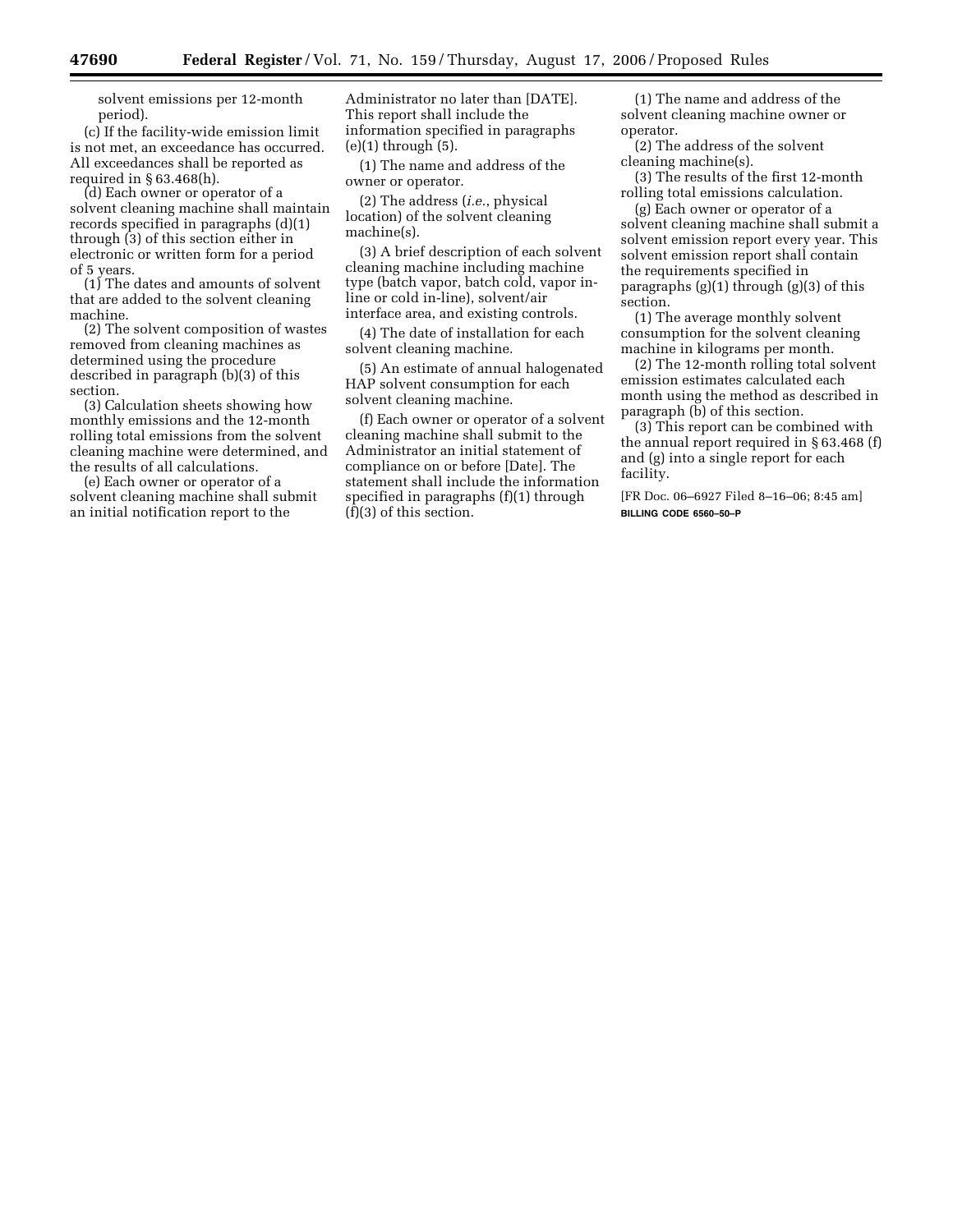solvent emissions per 12-month period).

(c) If the facility-wide emission limit is not met, an exceedance has occurred. All exceedances shall be reported as required in § 63.468(h).

(d) Each owner or operator of a solvent cleaning machine shall maintain records specified in paragraphs (d)(1) through (3) of this section either in electronic or written form for a period of 5 years.

(1) The dates and amounts of solvent that are added to the solvent cleaning machine.

(2) The solvent composition of wastes removed from cleaning machines as determined using the procedure described in paragraph (b)(3) of this section.

(3) Calculation sheets showing how monthly emissions and the 12-month rolling total emissions from the solvent cleaning machine were determined, and the results of all calculations.

(e) Each owner or operator of a solvent cleaning machine shall submit an initial notification report to the Administrator no later than [DATE]. This report shall include the information specified in paragraphs (e)(1) through (5).

(1) The name and address of the owner or operator.

(2) The address (*i.e.*, physical location) of the solvent cleaning machine(s).

(3) A brief description of each solvent cleaning machine including machine type (batch vapor, batch cold, vapor in-line or cold in-line), solvent/air interface area, and existing controls.

(4) The date of installation for each solvent cleaning machine.

(5) An estimate of annual halogenated HAP solvent consumption for each solvent cleaning machine.

(f) Each owner or operator of a solvent cleaning machine shall submit to the Administrator an initial statement of compliance on or before [Date]. The statement shall include the information specified in paragraphs (f)(1) through (f)(3) of this section.

(1) The name and address of the solvent cleaning machine owner or operator.

(2) The address of the solvent cleaning machine(s).

(3) The results of the first 12-month rolling total emissions calculation.

(g) Each owner or operator of a solvent cleaning machine shall submit a solvent emission report every year. This solvent emission report shall contain the requirements specified in paragraphs (g)(1) through (g)(3) of this section.

(1) The average monthly solvent consumption for the solvent cleaning machine in kilograms per month.

(2) The 12-month rolling total solvent emission estimates calculated each month using the method as described in paragraph (b) of this section.

(3) This report can be combined with the annual report required in § 63.468 (f) and (g) into a single report for each facility.

[FR Doc. 06–6927 Filed 8–16–06; 8:45 am]

**BILLING CODE 6560–50–P**